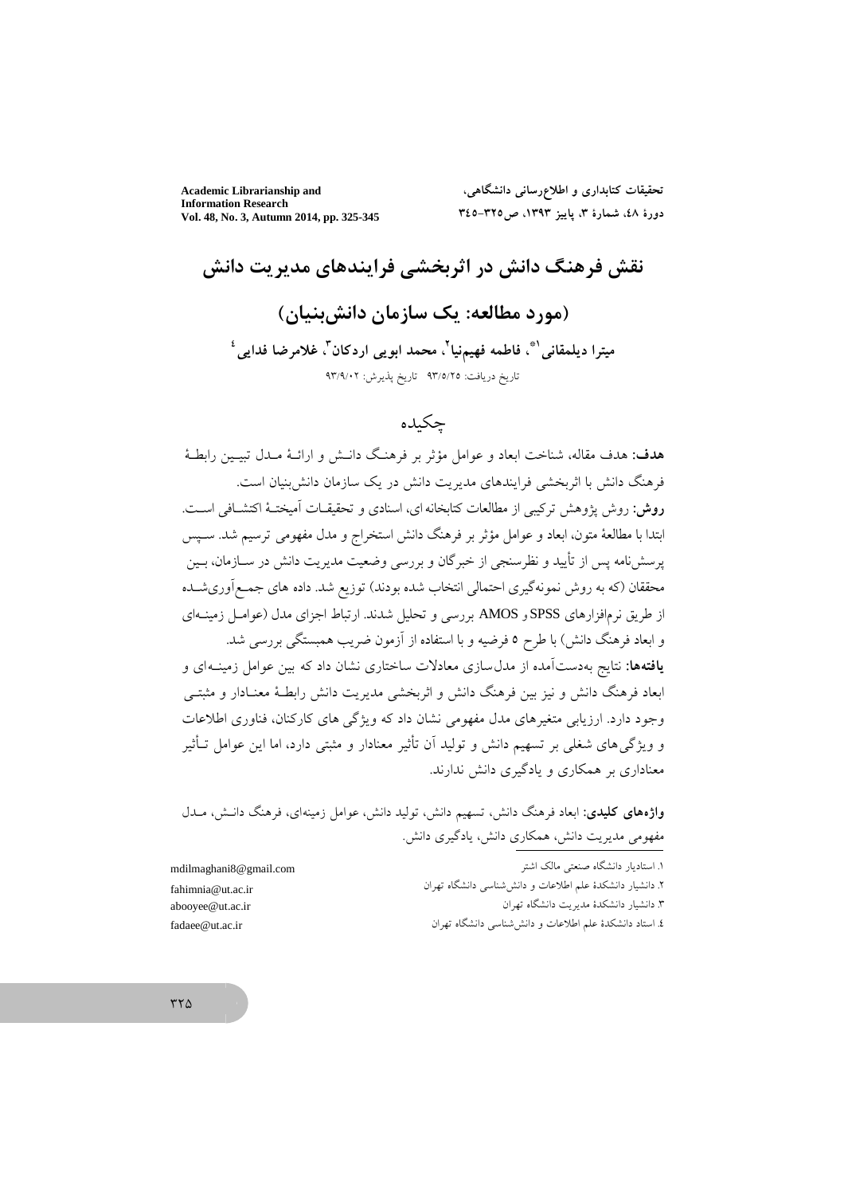# نقش فرهنگ دانش در اثربخشی فرایندهای مدیریت دانش

## (مورد مطالعه: یک سازمان دانش‌بنیان)

**میترا دیلمقانی[1*]، فاطمه فهیم‌نیا[2]، محمد ابویی اردکان[3]، غلامرضا فدایی[4]**

تاریخ دریافت: ۹۳/۵/۲۵ تاریخ پذیرش: ۹۳/۹/۰۲

## چکیده

**هدف:** هدف مقاله، شناخت ابعاد و عوامل مؤثر بر فرهنگ دانش و ارائهٔ مدل تبیین رابطهٔ فرهنگ دانش با اثربخشی فرایندهای مدیریت دانش در یک سازمان دانش‌بنیان است.

**روش:** روش پژوهش ترکیبی از مطالعات کتابخانه ای، اسنادی و تحقیقات آمیختهٔ اکتشافی است. ابتدا با مطالعهٔ متون، ابعاد و عوامل مؤثر بر فرهنگ دانش استخراج و مدل مفهومی ترسیم شد. سپس پرسش‌نامه پس از تأیید و نظرسنجی از خبرگان و بررسی وضعیت مدیریت دانش در سازمان، بین محققان (که به روش نمونه‌گیری احتمالی انتخاب شده بودند) توزیع شد. داده های جمع‌آوری‌شده از طریق نرم‌افزارهای SPSS و AMOS بررسی و تحلیل شدند. ارتباط اجزای مدل (عوامل زمینه‌ای و ابعاد فرهنگ دانش) با طرح ۵ فرضیه و با استفاده از آزمون ضریب همبستگی بررسی شد.

**یافته‌ها:** نتایج به‌دست‌آمده از مدل‌سازی معادلات ساختاری نشان داد که بین عوامل زمینه‌ای و ابعاد فرهنگ دانش و نیز بین فرهنگ دانش و اثربخشی مدیریت دانش رابطهٔ معنادار و مثبتی وجود دارد. ارزیابی متغیرهای مدل مفهومی نشان داد که ویژگی های کارکنان، فناوری اطلاعات و ویژگی‌های شغلی بر تسهیم دانش و تولید آن تأثیر معنادار و مثبتی دارد، اما این عوامل تأثیر معناداری بر همکاری و یادگیری دانش ندارند.

**واژه‌های کلیدی:** ابعاد فرهنگ دانش، تسهیم دانش، تولید دانش، عوامل زمینه‌ای، فرهنگ دانش، مدل مفهومی مدیریت دانش، همکاری دانش، یادگیری دانش.

---

۱. استادیار دانشگاه صنعتی مالک اشتر mdilmaghani8@gmail.com

۲. دانشیار دانشکدهٔ علم اطلاعات و دانش‌شناسی دانشگاه تهران fahimnia@ut.ac.ir

۳. دانشیار دانشکدهٔ مدیریت دانشگاه تهران abooyee@ut.ac.ir

۴. استاد دانشکدهٔ علم اطلاعات و دانش‌شناسی دانشگاه تهران fadaee@ut.ac.ir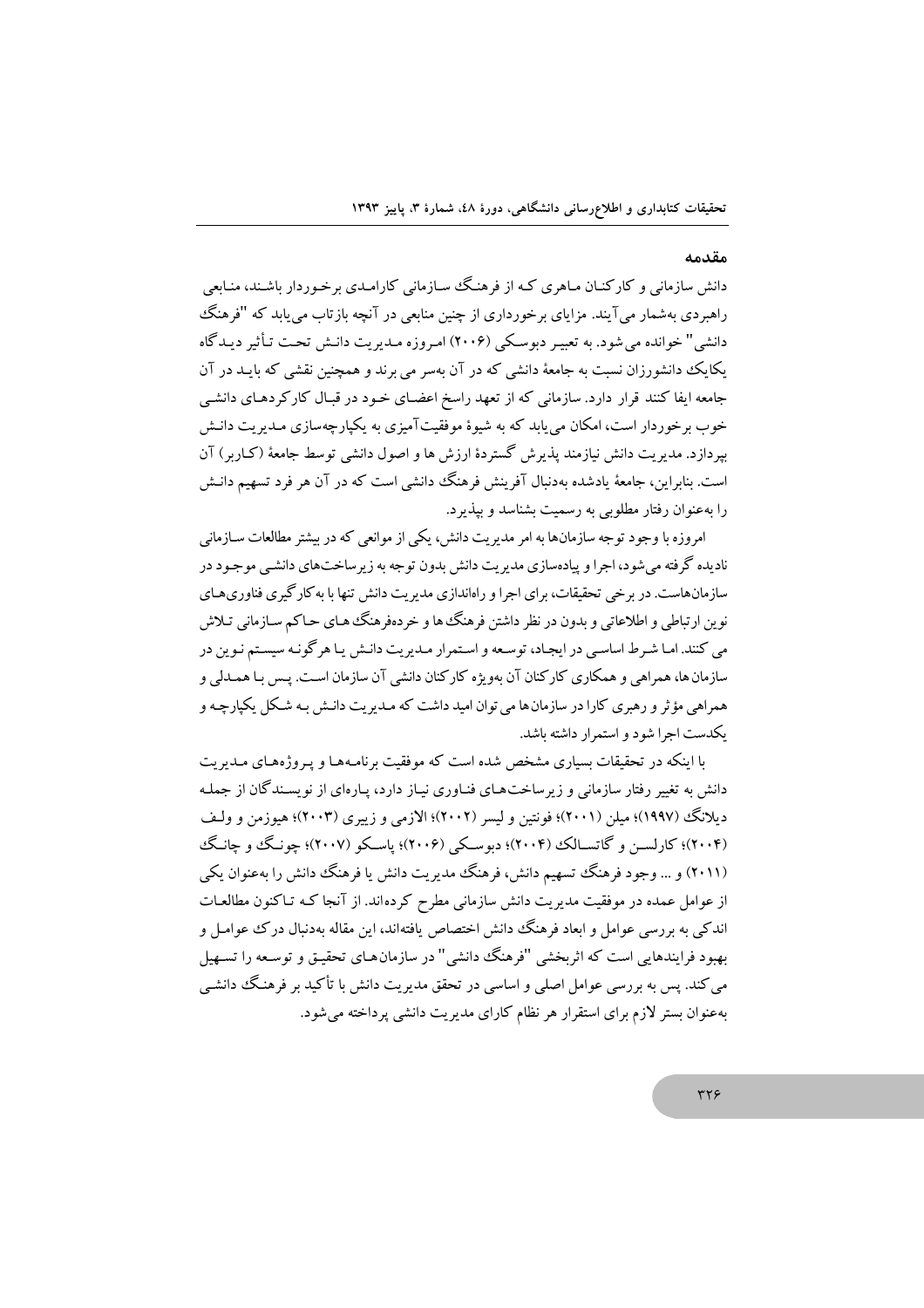## مقدمه

دانش سازمانی و کارکنان ماهری که از فرهنگ سازمانی کارامدی برخوردار باشند، منابعی راهبردی به‌شمار می‌آیند. مزایای برخورداری از چنین منابعی در آنچه بازتاب می‌یابد که "فرهنگ دانشی" خوانده می‌شود. به تعبیر دبوسکی (۲۰۰۶) امروزه مدیریت دانش تحت تأثیر دیدگاه یکایک دانشورزان نسبت به جامعهٔ دانشی که در آن به‌سر می برند و همچنین نقشی که باید در آن جامعه ایفا کنند قرار دارد. سازمانی که از تعهد راسخ اعضای خود در قبال کارکردهای دانشی خوب برخوردار است، امکان می‌یابد که به شیوهٔ موفقیت‌آمیزی به یکپارچه‌سازی مدیریت دانش بپردازد. مدیریت دانش نیازمند پذیرش گستردهٔ ارزش ها و اصول دانشی توسط جامعهٔ (کاربر) آن است. بنابراین، جامعهٔ یادشده به‌دنبال آفرینش فرهنگ دانشی است که در آن هر فرد تسهیم دانش را به‌عنوان رفتار مطلوبی به رسمیت بشناسد و بپذیرد.

امروزه با وجود توجه سازمان‌ها به امر مدیریت دانش، یکی از موانعی که در بیشتر مطالعات سازمانی نادیده گرفته می‌شود، اجرا و پیاده‌سازی مدیریت دانش بدون توجه به زیرساخت‌های دانشی موجود در سازمان‌هاست. در برخی تحقیقات، برای اجرا و راه‌اندازی مدیریت دانش تنها با به‌کارگیری فناوری‌های نوین ارتباطی و اطلاعاتی و بدون در نظر داشتن فرهنگ‌ها و خرده‌فرهنگ‌های حاکم سازمانی تلاش می کنند. اما شرط اساسی در ایجاد، توسعه و استمرار مدیریت دانش یا هرگونه سیستم نوین در سازمان‌ها، همراهی و همکاری کارکنان آن به‌ویژه کارکنان دانشی آن سازمان است. پس با همدلی و همراهی مؤثر و رهبری کارا در سازمان‌ها می‌توان امید داشت که مدیریت دانش به شکل یکپارچه و یکدست اجرا شود و استمرار داشته باشد.

با اینکه در تحقیقات بسیاری مشخص شده است که موفقیت برنامه‌ها و پروژه‌های مدیریت دانش به تغییر رفتار سازمانی و زیرساخت‌های فناوری نیاز دارد، پاره‌ای از نویسندگان از جمله دیلانگ (۱۹۹۷)؛ میلن (۲۰۰۱)؛ فونتین و لیسر (۲۰۰۲)؛ الازمی و زیبری (۲۰۰۳)؛ هیوزمن و ولف (۲۰۰۴)؛ کارلسن و گاتسالک (۲۰۰۴)؛ دبوسکی (۲۰۰۶)؛ پاسکو (۲۰۰۷)؛ چونگ و چانگ (۲۰۱۱) و ... وجود فرهنگ تسهیم دانش، فرهنگ مدیریت دانش یا فرهنگ دانش را به‌عنوان یکی از عوامل عمده در موفقیت مدیریت دانش سازمانی مطرح کرده‌اند. از آنجا که تاکنون مطالعات اندکی به بررسی عوامل و ابعاد فرهنگ دانش اختصاص یافته‌اند، این مقاله به‌دنبال درک عوامل و بهبود فرایندهایی است که اثربخشی "فرهنگ دانشی" در سازمان‌های تحقیق و توسعه را تسهیل می‌کند. پس به بررسی عوامل اصلی و اساسی در تحقق مدیریت دانش با تأکید بر فرهنگ دانشی به‌عنوان بستر لازم برای استقرار هر نظام کارای مدیریت دانشی پرداخته می‌شود.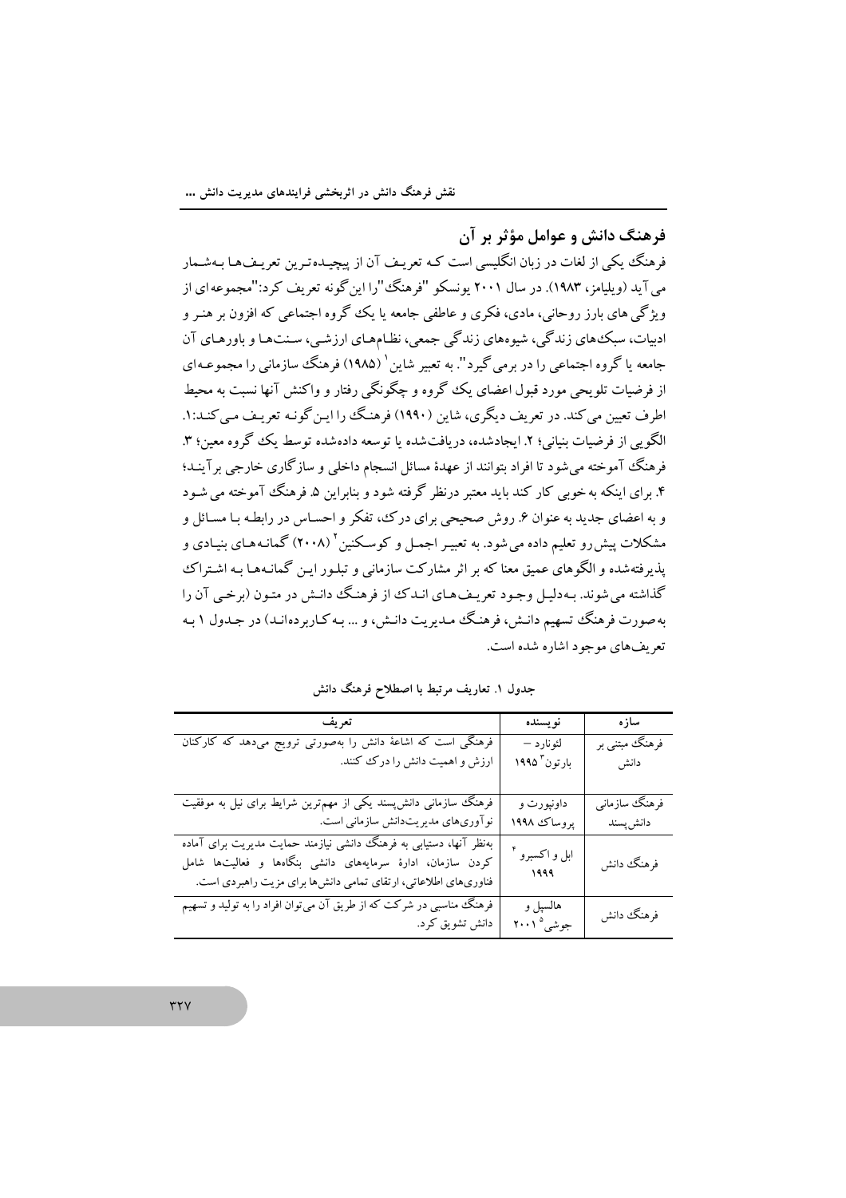## فرهنگ دانش و عوامل مؤثر بر آن

فرهنگ یکی از لغات در زبان انگلیسی است کـه تعریـف آن از پیچیـده‌ترین تعریـف‌ها بـه‌شـمار می‌آید (ویلیامز، ۱۹۸۳). در سال ۲۰۰۱ یونسکو "فرهنگ"را این‌گونه تعریف کرد:"مجموعه‌ای از ویژگی‌های بارز روحانی، مادی، فکری و عاطفی جامعه یا یک گروه اجتماعی که افزون بر هنـر و ادبیات، سبک‌های زندگی، شیوه‌های زندگی جمعی، نظـام‌هـای ارزشـی، سـنت‌هـا و باورهـای آن جامعه یا گروه اجتماعی را در برمی‌گیرد". به تعبیر شاین[1] (۱۹۸۵) فرهنگ سازمانی را مجموعـه‌ای از فرضیات تلویحی مورد قبول اعضای یک گروه و چگونگی رفتار و واکنش آنها نسبت به محیط اطرف تعیین می‌کند. در تعریف دیگری، شاین (۱۹۹۰) فرهنگ را ایـن‌گونـه تعریـف مـی‌کنـد:۱. الگویی از فرضیات بنیانی؛ ۲. ایجادشده، دریافت‌شده یا توسعه داده‌شده توسط یک گروه معین؛ ۳. فرهنگ آموخته می‌شود تا افراد بتوانند از عهدهٔ مسائل انسجام داخلی و سازگاری خارجی برآینـد؛ ۴. برای اینکه به‌خوبی کار کند باید معتبر درنظر گرفته شود و بنابراین ۵. فرهنگ آموخته می‌ شـود و به اعضای جدید به عنوان ۶. روش صحیحی برای درک، تفکر و احساس در رابطـه بـا مسـائل و مشکلات پیش‌رو تعلیم داده می‌شود. به تعبیـر اجمـل و کوسـکنین[2] (۲۰۰۸) گمانـه‌هـای بنیـادی و پذیرفته‌شده و الگوهای عمیق معنا که بر اثر مشارکت سازمانی و تبلـور ایـن گمانـه‌هـا بـه اشـتراک گذاشته می‌شوند. بـه‌دلیـل وجـود تعریـف‌های انـدک از فرهنگ دانـش در متـون (برخـی آن را به‌صورت فرهنگ تسهیم دانـش، فرهنـگ مـدیریت دانـش، و ... بـه‌کـاربرده‌انـد) در جـدول ۱ بـه تعریف‌های موجود اشاره شده است.

جدول ۱. تعاریف مرتبط با اصطلاح فرهنگ دانش

| سازه | نویسنده | تعریف |
|---|---|---|
| فرهنگ مبتنی بر دانش | لئونارد – بارتون[3] ۱۹۹۵ | فرهنگی است که اشاعهٔ دانش را به‌صورتی ترویج می‌دهد که کارکنان ارزش و اهمیت دانش را درک کنند. |
| فرهنگ سازمانی دانش‌پسند | داونپورت و پروساک ۱۹۹۸ | فرهنگ سازمانی دانش‌پسند یکی از مهم‌ترین شرایط برای نیل به موفقیت نوآوری‌های مدیریت‌دانش سازمانی است. |
| فرهنگ دانش | ابل و اکسبرو[4] ۱۹۹۹ | به‌نظر آنها، دستیابی به فرهنگ دانشی نیازمند حمایت مدیریت برای آماده کردن سازمان، ادارهٔ سرمایه‌های دانشی بنگاه‌ها و فعالیت‌ها شامل فناوری‌های اطلاعاتی، ارتقای تمامی دانش‌ها برای مزیت راهبردی است. |
| فرهنگ دانش | هالسپل و جوشی[5] ۲۰۰۱ | فرهنگ مناسبی در شرکت که از طریق آن می‌توان افراد را به تولید و تسهیم دانش تشویق کرد. |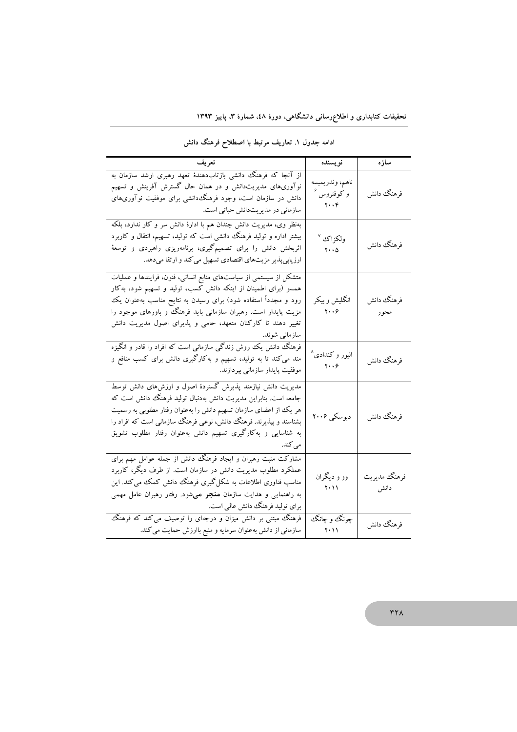ادامه جدول ۱. تعاریف مرتبط با اصطلاح فرهنگ دانش

| سازه | نویسنده | تعریف |
|---|---|---|
| فرهنگ دانش | ناهم، وندریمسه و کوفتروس[۶] ۲۰۰۴ | از آنجا که فرهنگ دانشی بازتاب‌دهندهٔ تعهد رهبری ارشد سازمان به نوآوری‌های مدیریت‌دانش و در همان حال گسترش آفرینش و تسهیم دانش در سازمان است، وجود فرهنگ‌دانشی برای موفقیت نوآوری‌های سازمانی در مدیریت‌دانش حیاتی است. |
| فرهنگ دانش | ولکزاک[۷] ۲۰۰۵ | به‌نظر وی، مدیریت دانش چندان هم با ادارهٔ دانش سر و کار ندارد، بلکه بیشتر اداره و تولید فرهنگ دانشی است که تولید، تسهیم، انتقال و کاربرد اثربخش دانش را برای تصمیم‌گیری، برنامه‌ریزی راهبردی و توسعهٔ ارزیابی‌پذیر مزیت‌های اقتصادی تسهیل می‌کند و ارتقا می‌دهد. |
| فرهنگ دانش محور | انگلیش و بیکر ۲۰۰۶ | متشکل از سیستمی از سیاست‌های منابع انسانی، فنون، فرایندها و عملیات همسو (برای اطمینان از اینکه دانش کسب، تولید و تسهیم شود، به‌کار رود و مجدداً استفاده شود) برای رسیدن به نتایج مناسب به‌عنوان یک مزیت پایدار است. رهبران سازمانی باید فرهنگ و باورهای موجود را تغییر دهند تا کارکنان متعهد، حامی و پذیرای اصول مدیریت دانش سازمانی شوند. |
| فرهنگ دانش | الیور و کندادی[۸] ۲۰۰۶ | فرهنگ دانش یک روش زندگی سازمانی است که افراد را قادر و انگیزه‌مند می‌کند تا به تولید، تسهیم و به‌کارگیری دانش برای کسب منافع و موفقیت پایدار سازمانی بپردازند. |
| فرهنگ دانش | دبوسکی ۲۰۰۶ | مدیریت دانش نیازمند پذیرش گستردهٔ اصول و ارزش‌های دانش توسط جامعه است. بنابراین مدیریت دانش به‌دنبال تولید فرهنگ دانش است که هر یک از اعضای سازمان تسهیم دانش را به‌عنوان رفتار مطلوبی به رسمیت بشناسند و بپذیرند. فرهنگ دانش، نوعی فرهنگ سازمانی است که افراد را به شناسایی و به‌کارگیری تسهیم دانش به‌عنوان رفتار مطلوب تشویق می‌کند. |
| فرهنگ مدیریت دانش | وو و دیگران ۲۰۱۱ | مشارکت مثبت رهبران و ایجاد فرهنگ دانش از جمله عوامل مهم برای عملکرد مطلوب مدیریت دانش در سازمان است. از طرف دیگر، کاربرد مناسب فناوری اطلاعات به شکل‌گیری فرهنگ دانش کمک می‌کند. این به راهنمایی و هدایت سازمان **منجر می**‌شود. رفتار رهبران عامل مهمی برای تولید فرهنگ دانش عالی است. |
| فرهنگ دانش | چونگ و چانگ ۲۰۱۱ | فرهنگ مبتنی بر دانش میزان و درجه‌ای را توصیف می‌کند که فرهنگ سازمانی از دانش به‌عنوان سرمایه و منبع باارزش حمایت می‌کند. |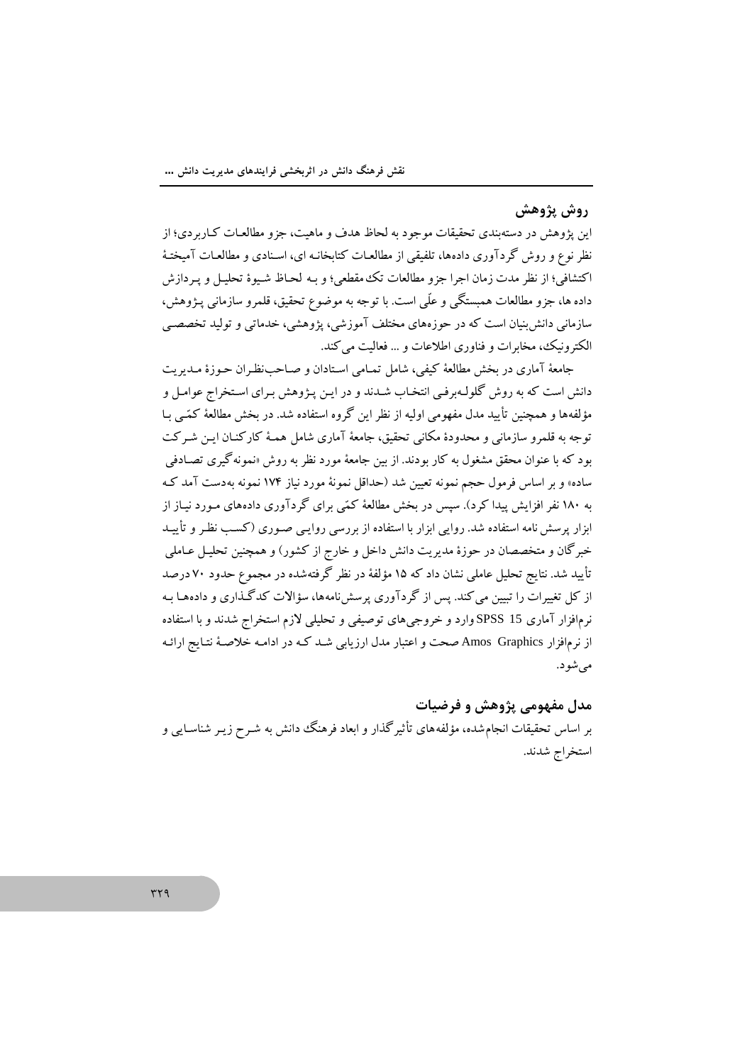## روش پژوهش

این پژوهش در دسته‌بندی تحقیقات موجود به لحاظ هدف و ماهیت، جزو مطالعات کاربردی؛ از نظر نوع و روش گردآوری داده‌ها، تلفیقی از مطالعات کتابخانه ای، اسنادی و مطالعات آمیختهٔ اکتشافی؛ از نظر مدت زمان اجرا جزو مطالعات تک‌مقطعی؛ و بـه لحـاظ شـیوهٔ تحلیـل و پـردازش داده ها، جزو مطالعات همبستگی و علّی است. با توجه به موضوع تحقیق، قلمرو سازمانی پـژوهش، سازمانی دانش‌بنیان است که در حوزه‌های مختلف آموزشی، پژوهشی، خدماتی و تولید تخصصـی الکترونیک، مخابرات و فناوری اطلاعات و ... فعالیت می‌کند.

جامعهٔ آماری در بخش مطالعهٔ کیفی، شامل تمـامی اسـتادان و صـاحب‌نظـران حـوزهٔ مـدیریت دانش است که به روش گلولـه‌برفـی انتخـاب شـدند و در ایـن پـژوهش بـرای اسـتخراج عوامـل و مؤلفه‌ها و همچنین تأیید مدل مفهومی اولیه از نظر این گروه استفاده شد. در بخش مطالعهٔ کمّی بـا توجه به قلمرو سازمانی و محدودهٔ مکانی تحقیق، جامعهٔ آماری شامل همـهٔ کارکنـان ایـن شـرکت بود که با عنوان محقق مشغول به کار بودند. از بین جامعهٔ مورد نظر به روش «نمونه‌گیری تصـادفی ساده» و بر اساس فرمول حجم نمونه تعیین شد (حداقل نمونهٔ مورد نیاز ۱۷۴ نمونه به‌دست آمد کـه به ۱۸۰ نفر افزایش پیدا کرد). سپس در بخش مطالعهٔ کمّی برای گردآوری داده‌های مـورد نیـاز از ابزار پرسش نامه استفاده شد. روایی ابزار با استفاده از بررسی روایـی صـوری (کسـب نظـر و تأییـد خبرگان و متخصصان در حوزهٔ مدیریت دانش داخل و خارج از کشور) و همچنین تحلیـل عـاملی تأیید شد. نتایج تحلیل عاملی نشان داد که ۱۵ مؤلفهٔ در نظر گرفته‌شده در مجموع حدود ۷۰ درصد از کل تغییرات را تبیین می‌کند. پس از گردآوری پرسش‌نامه‌ها، سؤالات کدگـذاری و داده‌هـا بـه نرم‌افزار آماری SPSS 15 وارد و خروجی‌های توصیفی و تحلیلی لازم استخراج شدند و با استفاده از نرم‌افزار Amos Graphics صحت و اعتبار مدل ارزیابی شـد کـه در ادامـه خلاصـهٔ نتـایج ارائـه می‌شود.

## مدل مفهومی پژوهش و فرضیات

بر اساس تحقیقات انجام‌شده، مؤلفه‌های تأثیرگذار و ابعاد فرهنگ دانش به شـرح زیـر شناسـایی و استخراج شدند.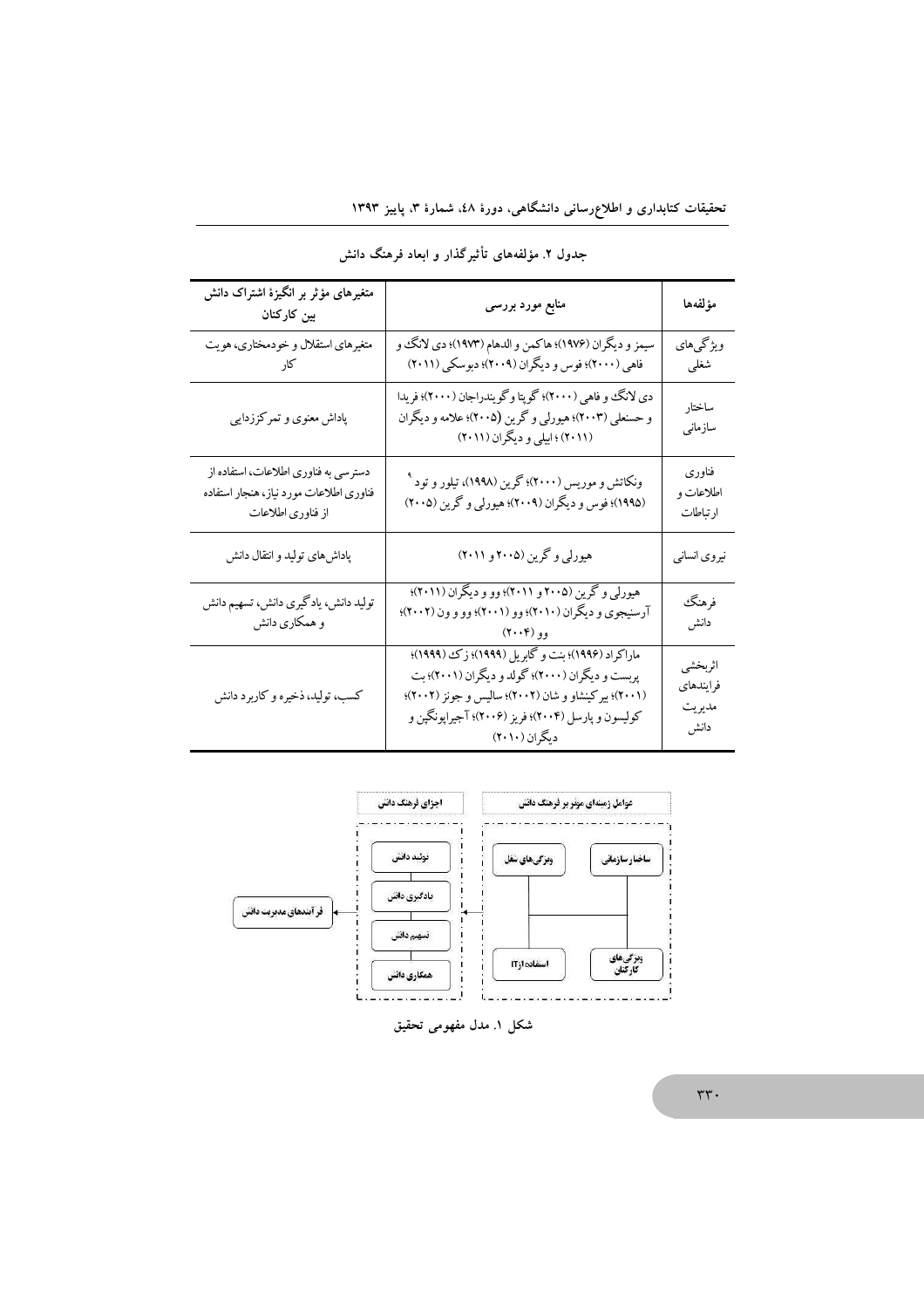جدول ۲. مؤلفه‌های تأثیرگذار و ابعاد فرهنگ دانش

| مؤلفه‌ها | منابع مورد بررسی | متغیرهای مؤثر بر انگیزهٔ اشتراک دانش بین کارکنان |
|---|---|---|
| ویژگی‌های شغلی | سیمز و دیگران (۱۹۷۶)؛ هاکمن و الدهام (۱۹۷۳)؛ دی لانگ و فاهی (۲۰۰۰)؛ فوس و دیگران (۲۰۰۹)؛ دبوسکی (۲۰۱۱) | متغیرهای استقلال و خودمختاری، هویت کار |
| ساختار سازمانی | دی لانگ و فاهی (۲۰۰۰)؛ گوپتا و گویندراجان (۲۰۰۰)؛ فریدا و حسنعلی (۲۰۰۳)؛ هیورلی و گرین (۲۰۰۵)؛ علامه و دیگران (۲۰۱۱)؛ ابیلی و دیگران (۲۰۱۱) | پاداش معنوی و تمرکززدایی |
| فناوری اطلاعات و ارتباطات | ونکاتش و موریس (۲۰۰۰)؛ گرین (۱۹۹۸)، تیلور و تود[9] (۱۹۹۵)؛ فوس و دیگران (۲۰۰۹)؛ هیورلی و گرین (۲۰۰۵) | دسترسی به فناوری اطلاعات، استفاده از فناوری اطلاعات مورد نیاز، هنجار استفاده از فناوری اطلاعات |
| نیروی انسانی | هیورلی و گرین (۲۰۰۵ و ۲۰۱۱) | پاداش‌های تولید و انتقال دانش |
| فرهنگ دانش | هیورلی و گرین (۲۰۰۵ و ۲۰۱۱)؛ وو و دیگران (۲۰۱۱)؛ آرسنیجوی و دیگران (۲۰۱۰)؛ وو (۲۰۰۱)؛ وو و ون (۲۰۰۲)؛ وو (۲۰۰۴) | تولید دانش، یادگیری دانش، تسهیم دانش و همکاری دانش |
| اثربخشی فرایندهای مدیریت دانش | ماراکراد (۱۹۹۶)؛ بنت و گابریل (۱۹۹۹)؛ زک (۱۹۹۹)؛ پریست و دیگران (۲۰۰۰)؛ گولد و دیگران (۲۰۰۱)؛ بت (۲۰۰۱)؛ بیرکینشاو و شان (۲۰۰۲)؛ سالیس و جونز (۲۰۰۲)؛ کولیسون و پارسل (۲۰۰۴)؛ فریز (۲۰۰۶)؛ آجیراپونگپن و دیگران (۲۰۱۰) | کسب، تولید، ذخیره و کاربرد دانش |

عوامل زمینه‌ای موثر بر فرهنگ دانش: ساختار سازمانی، ویژگی‌های شغل، ویژگی‌های کارکنان، استفاده از IT

اجزای فرهنگ دانش: تولید دانش، یادگیری دانش، تسهیم دانش، همکاری دانش

فرآیندهای مدیریت دانش

شکل ۱. مدل مفهومی تحقیق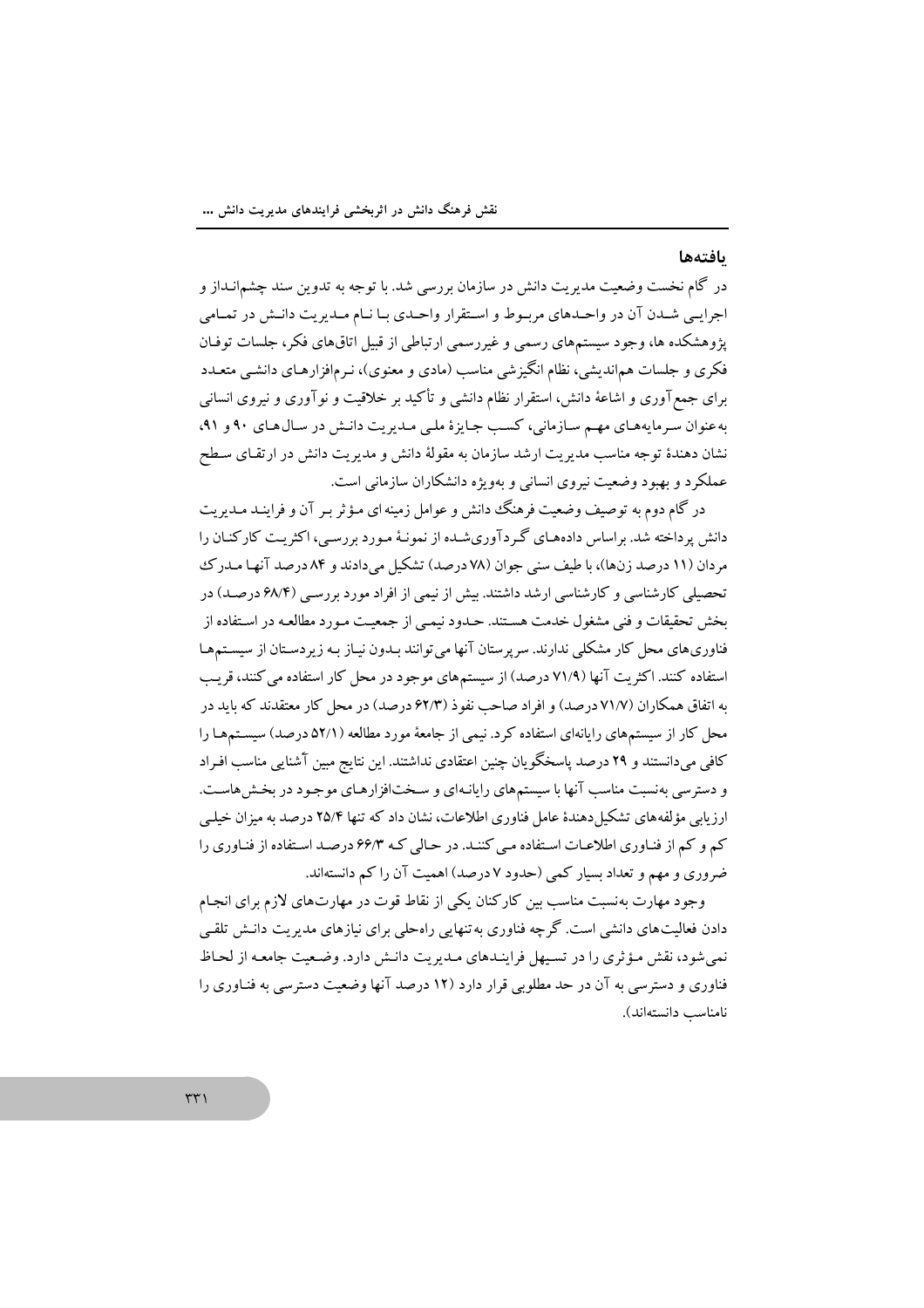### یافته‌ها

در گام نخست وضعیت مدیریت دانش در سازمان بررسی شد. با توجه به تدوین سند چشم‌انداز و اجرایی شدن آن در واحدهای مربوط و استقرار واحدی با نام مدیریت دانش در تمامی پژوهشکده ها، وجود سیستم‌های رسمی و غیررسمی ارتباطی از قبیل اتاق‌های فکر، جلسات توفان فکری و جلسات هم‌اندیشی، نظام انگیزشی مناسب (مادی و معنوی)، نرم‌افزارهای دانشی متعدد برای جمع‌آوری و اشاعهٔ دانش، استقرار نظام دانشی و تأکید بر خلاقیت و نوآوری و نیروی انسانی به‌عنوان سرمایه‌های مهم سازمانی، کسب جایزهٔ ملی مدیریت دانش در سال‌های ۹۰ و ۹۱، نشان دهندهٔ توجه مناسب مدیریت ارشد سازمان به مقولهٔ دانش و مدیریت دانش در ارتقای سطح عملکرد و بهبود وضعیت نیروی انسانی و به‌ویژه دانشکاران سازمانی است.

در گام دوم به توصیف وضعیت فرهنگ دانش و عوامل زمینه ای مؤثر بر آن و فرایند مدیریت دانش پرداخته شد. براساس داده‌های گردآوری‌شده از نمونهٔ مورد بررسی، اکثریت کارکنان را مردان (۱۱ درصد زن‌ها)، با طیف سنی جوان (۷۸ درصد) تشکیل می‌دادند و ۸۴ درصد آنها مدرک تحصیلی کارشناسی و کارشناسی ارشد داشتند. بیش از نیمی از افراد مورد بررسی (۶۸/۴ درصد) در بخش تحقیقات و فنی مشغول خدمت هستند. حدود نیمی از جمعیت مورد مطالعه در استفاده از فناوری‌های محل کار مشکلی ندارند. سرپرستان آنها می‌توانند بدون نیاز به زیردستان از سیستم‌ها استفاده کنند. اکثریت آنها (۷۱/۹ درصد) از سیستم‌های موجود در محل کار استفاده می کنند، قریب به اتفاق همکاران (۷۱/۷ درصد) و افراد صاحب نفوذ (۶۲/۳ درصد) در محل کار معتقدند که باید در محل کار از سیستم‌های رایانه‌ای استفاده کرد. نیمی از جامعهٔ مورد مطالعه (۵۲/۱ درصد) سیستم‌ها را کافی می‌دانستند و ۲۹ درصد پاسخگویان چنین اعتقادی نداشتند. این نتایج مبین آشنایی مناسب افراد و دسترسی به‌نسبت مناسب آنها با سیستم‌های رایانه‌ای و سخت‌افزارهای موجود در بخش‌هاست. ارزیابی مؤلفه‌های تشکیل‌دهندهٔ عامل فناوری اطلاعات، نشان داد که تنها ۲۵/۴ درصد به میزان خیلی کم و کم از فناوری اطلاعات استفاده می کنند. در حالی که ۶۶/۳ درصد استفاده از فناوری را ضروری و مهم و تعداد بسیار کمی (حدود ۷ درصد) اهمیت آن را کم دانسته‌اند.

وجود مهارت به‌نسبت مناسب بین کارکنان یکی از نقاط قوت در مهارت‌های لازم برای انجام دادن فعالیت‌های دانشی است. گرچه فناوری به‌تنهایی راه‌حلی برای نیازهای مدیریت دانش تلقی نمی‌شود، نقش مؤثری را در تسهیل فرایندهای مدیریت دانش دارد. وضعیت جامعه از لحاظ فناوری و دسترسی به آن در حد مطلوبی قرار دارد (۱۲ درصد آنها وضعیت دسترسی به فناوری را نامناسب دانسته‌اند).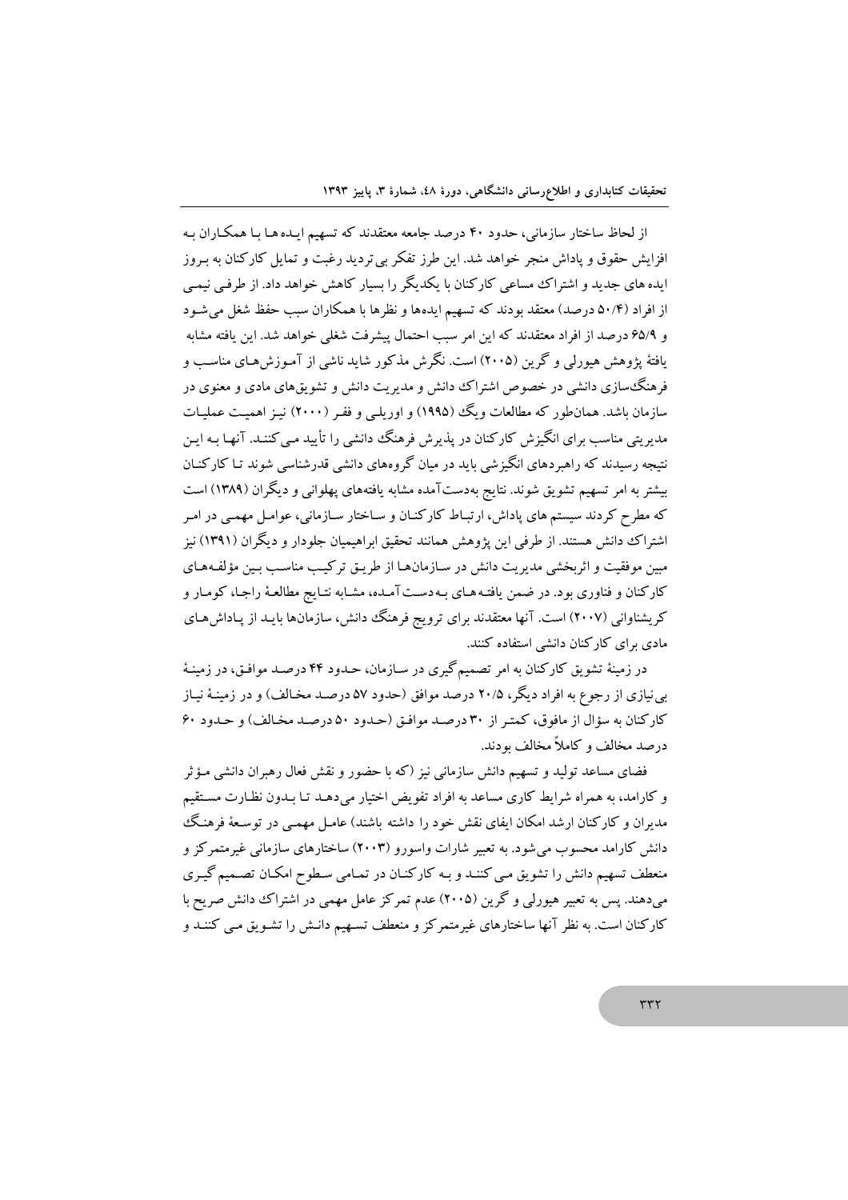از لحاظ ساختار سازمانی، حدود ۴۰ درصد جامعه معتقدند که تسهیم ایده‌ها با همکاران به افزایش حقوق و پاداش منجر خواهد شد. این طرز تفکر بی‌تردید رغبت و تمایل کارکنان به بروز ایده‌های جدید و اشتراک مساعی کارکنان با یکدیگر را بسیار کاهش خواهد داد. از طرفی نیمی از افراد (۵۰/۴ درصد) معتقد بودند که تسهیم ایده‌ها و نظرها با همکاران سبب حفظ شغل می‌شود و ۶۵/۹ درصد از افراد معتقدند که این امر سبب احتمال پیشرفت شغلی خواهد شد. این یافته مشابه یافتهٔ پژوهش هیورلی و گرین (۲۰۰۵) است. نگرش مذکور شاید ناشی از آموزش‌های مناسب و فرهنگ‌سازی دانشی در خصوص اشتراک دانش و مدیریت دانش و تشویق‌های مادی و معنوی در سازمان باشد. همان‌طور که مطالعات ویگ (۱۹۹۵) و اوریلی و ففر (۲۰۰۰) نیز اهمیت عملیات مدیریتی مناسب برای انگیزش کارکنان در پذیرش فرهنگ دانشی را تأیید می‌کنند. آنها به این نتیجه رسیدند که راهبردهای انگیزشی باید در میان گروه‌های دانشی قدرشناسی شوند تا کارکنان بیشتر به امر تسهیم تشویق شوند. نتایج به‌دست‌آمده مشابه یافته‌های پهلوانی و دیگران (۱۳۸۹) است که مطرح کردند سیستم‌های پاداش، ارتباط کارکنان و ساختار سازمانی، عوامل مهمی در امر اشتراک دانش هستند. از طرفی این پژوهش همانند تحقیق ابراهیمیان جلودار و دیگران (۱۳۹۱) نیز مبین موفقیت و اثربخشی مدیریت دانش در سازمان‌ها از طریق ترکیب مناسب بین مؤلفه‌های کارکنان و فناوری بود. در ضمن یافته‌های به‌دست‌آمده، مشابه نتایج مطالعهٔ راجا، کومار و کریشناوانی (۲۰۰۷) است. آنها معتقدند برای ترویج فرهنگ دانش، سازمان‌ها باید از پاداش‌های مادی برای کارکنان دانشی استفاده کنند.

در زمینهٔ تشویق کارکنان به امر تصمیم‌گیری در سازمان، حدود ۴۴ درصد موافق، در زمینهٔ بی‌نیازی از رجوع به افراد دیگر، ۲۰/۵ درصد موافق (حدود ۵۷ درصد مخالف) و در زمینهٔ نیاز کارکنان به سؤال از مافوق، کمتر از ۳۰ درصد موافق (حدود ۵۰ درصد مخالف) و حدود ۶۰ درصد مخالف و کاملاً مخالف بودند.

فضای مساعد تولید و تسهیم دانش سازمانی نیز (که با حضور و نقش فعال رهبران دانشی مؤثر و کارامد، به همراه شرایط کاری مساعد به افراد تفویض اختیار می‌دهد تا بدون نظارت مستقیم مدیران و کارکنان ارشد امکان ایفای نقش خود را داشته باشند) عامل مهمی در توسعهٔ فرهنگ دانش کارامد محسوب می‌شود. به تعبیر شارات واسورو (۲۰۰۳) ساختارهای سازمانی غیرمتمرکز و منعطف تسهیم دانش را تشویق می‌کنند و به کارکنان در تمامی سطوح امکان تصمیم‌گیری می‌دهند. پس به تعبیر هیورلی و گرین (۲۰۰۵) عدم تمرکز عامل مهمی در اشتراک دانش صریح با کارکنان است. به نظر آنها ساختارهای غیرمتمرکز و منعطف تسهیم دانش را تشویق می‌کنند و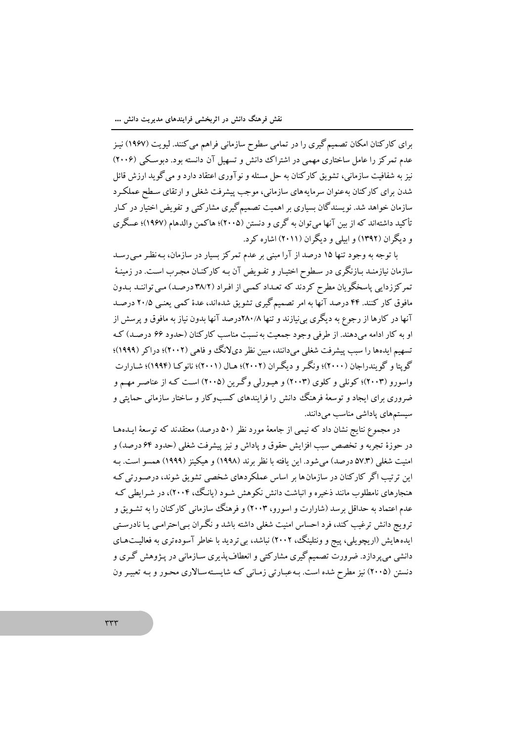برای کارکنان امکان تصمیم‌گیری را در تمامی سطوح سازمانی فراهم می‌کنند. لیویت (۱۹۶۷) نیز عدم تمرکز را عامل ساختاری مهمی در اشتراک دانش و تسهیل آن دانسته بود. دبوسکی (۲۰۰۶) نیز به شفافیت سازمانی، تشویق کارکنان به حل مسئله و نوآوری اعتقاد دارد و می‌گوید ارزش قائل شدن برای کارکنان به‌عنوان سرمایه‌های سازمانی، موجب پیشرفت شغلی و ارتقای سطح عملکرد سازمان خواهد شد. نویسندگان بسیاری بر اهمیت تصمیم‌گیری مشارکتی و تفویض اختیار در کار تأکید داشته‌اند که از بین آنها می‌توان به گری و دنستن (۲۰۰۵)؛ هاکمن والدهام (۱۹۶۷)؛ عسگری و دیگران (۱۳۹۲) و ابیلی و دیگران (۲۰۱۱) اشاره کرد.

با توجه به وجود تنها ۱۵ درصد از آرا مبنی بر عدم تمرکز بسیار در سازمان، به‌نظر می‌رسد سازمان نیازمند بازنگری در سطوح اختیار و تفویض آن به کارکنان مجرب است. در زمینهٔ تمرکززدایی پاسخگویان مطرح کردند که تعداد کمی از افراد (۳۸/۲ درصد) می‌توانند بدون مافوق کار کنند. ۴۴ درصد آنها به امر تصمیم‌گیری تشویق شده‌اند، عدهٔ کمی یعنی ۲۰/۵ درصد آنها در کارها از رجوع به دیگری بی‌نیازند و تنها ۲۸۰/۸درصد آنها بدون نیاز به مافوق و پرسش از او به کار ادامه می‌دهند. از طرفی وجود جمعیت به نسبت مناسب کارکنان (حدود ۶۶ درصد) که تسهیم ایده‌ها را سبب پیشرفت شغلی می‌دانند، مبین نظر دی‌لانگ و فاهی (۲۰۰۲)؛ دراکر (۱۹۹۹)؛ گوپتا و گویندراجان (۲۰۰۰)؛ ونگر و دیگران (۲۰۰۲)؛ هال (۲۰۰۱)؛ نانوکا (۱۹۹۴)؛ شارارت واسورو (۲۰۰۳)؛ کونلی و کلوی (۲۰۰۳) و هیورلی وگرین (۲۰۰۵) است که از عناصر مهم و ضروری برای ایجاد و توسعهٔ فرهنگ دانش را فرایندهای کسب‌وکار و ساختار سازمانی حمایتی و سیستم‌های پاداشی مناسب می‌دانند.

در مجموع نتایج نشان داد که نیمی از جامعهٔ مورد نظر (۵۰ درصد) معتقدند که توسعهٔ ایده‌ها در حوزهٔ تجربه و تخصص سبب افزایش حقوق و پاداش و نیز پیشرفت شغلی (حدود ۶۴ درصد) و امنیت شغلی (۵۷.۳ درصد) می‌شود. این یافته با نظر برند (۱۹۹۸) و هیکینز (۱۹۹۹) همسو است. به این ترتیب اگر کارکنان در سازمان‌ها بر اساس عملکردهای شخصی تشویق شوند، درصورتی که هنجارهای نامطلوب مانند ذخیره و انباشت دانش نکوهش شود (یانگ، ۲۰۰۴)، در شرایطی که عدم اعتماد به حداقل برسد (شارارت و اسورو، ۲۰۰۳) و فرهنگ سازمانی کارکنان را به تشویق و ترویج دانش ترغیب کند، فرد احساس امنیت شغلی داشته باشد و نگران بی‌احترامی یا نادرستی ایده‌هایش (اریچویلی، پیج و ونتلینگ، ۲۰۰۲) نباشد، بی‌تردید با خاطر آسوده‌تری به فعالیت‌های دانشی می‌پردازد. ضرورت تصمیم‌گیری مشارکتی و انعطاف‌پذیری سازمانی در پژوهش گری و دنستن (۲۰۰۵) نیز مطرح شده است. به‌عبارتی زمانی که شایسته‌سالاری محور و به تعبیر ون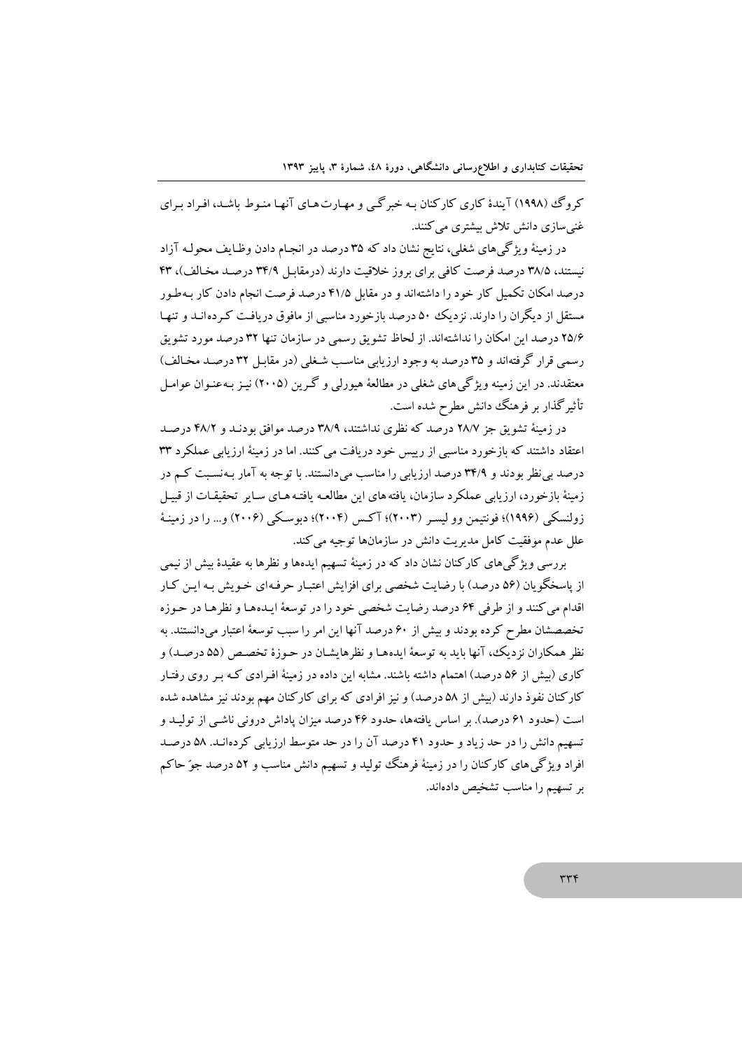کروگ (۱۹۹۸) آیندهٔ کاری کارکنان بـه خبرگـی و مهـارت‌هـای آنهـا منـوط باشـد، افـراد بـرای غنی‌سازی دانش تلاش بیشتری می‌کنند.

در زمینهٔ ویژگی‌های شغلی، نتایج نشان داد که ۳۵ درصد در انجـام دادن وظـایف محولـه آزاد نیستند، ۳۸/۵ درصد فرصت کافی برای بروز خلاقیت دارند (درمقابـل ۳۴/۹ درصـد مخـالف)، ۴۳ درصد امکان تکمیل کار خود را داشته‌اند و در مقابل ۴۱/۵ درصد فرصت انجام دادن کار بـه‌طـور مستقل از دیگران را دارند. نزدیک ۵۰ درصد بازخورد مناسبی از مافوق دریافـت کـرده‌انـد و تنهـا ۲۵/۶ درصد این امکان را نداشته‌اند. از لحاظ تشویق رسمی در سازمان تنها ۳۲ درصد مورد تشویق رسمی قرار گرفته‌اند و ۳۵ درصد به وجود ارزیابی مناسب شـغلی (در مقابـل ۳۲ درصـد مخـالف) معتقدند. در این زمینه ویژگی‌های شغلی در مطالعهٔ هیورلی و گـرین (۲۰۰۵) نیـز بـه‌عنـوان عوامـل تأثیرگذار بر فرهنگ دانش مطرح شده است.

در زمینهٔ تشویق جز ۲۸/۷ درصد که نظری نداشتند، ۳۸/۹ درصد موافق بودنـد و ۴۸/۲ درصـد اعتقاد داشتند که بازخورد مناسبی از رییس خود دریافت می‌کنند. اما در زمینهٔ ارزیابی عملکرد ۳۳ درصد بی‌نظر بودند و ۳۴/۹ درصد ارزیابی را مناسب می‌دانستند. با توجه به آمار بـه‌نسـبت کـم در زمینهٔ بازخورد، ارزیابی عملکرد سازمان، یافته‌های این مطالعـه یافتـه‌هـای سـایر تحقیقـات از قبیـل زولنسکی (۱۹۹۶)؛ فونتیمن وو لیسـر (۲۰۰۳)؛ آکـس (۲۰۰۴)؛ دبوسـکی (۲۰۰۶) و... را در زمینـهٔ علل عدم موفقیت کامل مدیریت دانش در سازمان‌ها توجیه می‌کند.

بررسی ویژگی‌های کارکنان نشان داد که در زمینهٔ تسهیم ایده‌ها و نظرها به عقیدهٔ بیش از نیمی از پاسخگویان (۵۶ درصد) با رضایت شخصی برای افزایش اعتبـار حرفـه‌ای خـویش بـه ایـن کـار اقدام می‌کنند و از طرفی ۶۴ درصد رضایت شخصی خود را در توسعهٔ ایـده‌هـا و نظرهـا در حـوزه تخصصشان مطرح کرده بودند و بیش از ۶۰ درصد آنها این امر را سبب توسعهٔ اعتبار می‌دانستند. به نظر همکاران نزدیک، آنها باید به توسعهٔ ایده‌هـا و نظرهایشـان در حـوزهٔ تخصـص (۵۵ درصـد) و کاری (بیش از ۵۶ درصد) اهتمام داشته باشند. مشابه این داده در زمینهٔ افـرادی کـه بـر روی رفتـار کارکنان نفوذ دارند (بیش از ۵۸ درصد) و نیز افرادی که برای کارکنان مهم بودند نیز مشاهده شده است (حدود ۶۱ درصد). بر اساس یافته‌ها، حدود ۴۶ درصد میزان پاداش درونی ناشـی از تولیـد و تسهیم دانش را در حد زیاد و حدود ۴۱ درصد آن را در حد متوسط ارزیابی کرده‌انـد. ۵۸ درصـد افراد ویژگی‌های کارکنان را در زمینهٔ فرهنگ تولید و تسهیم دانش مناسب و ۵۲ درصد جوّ حاکم بر تسهیم را مناسب تشخیص داده‌اند.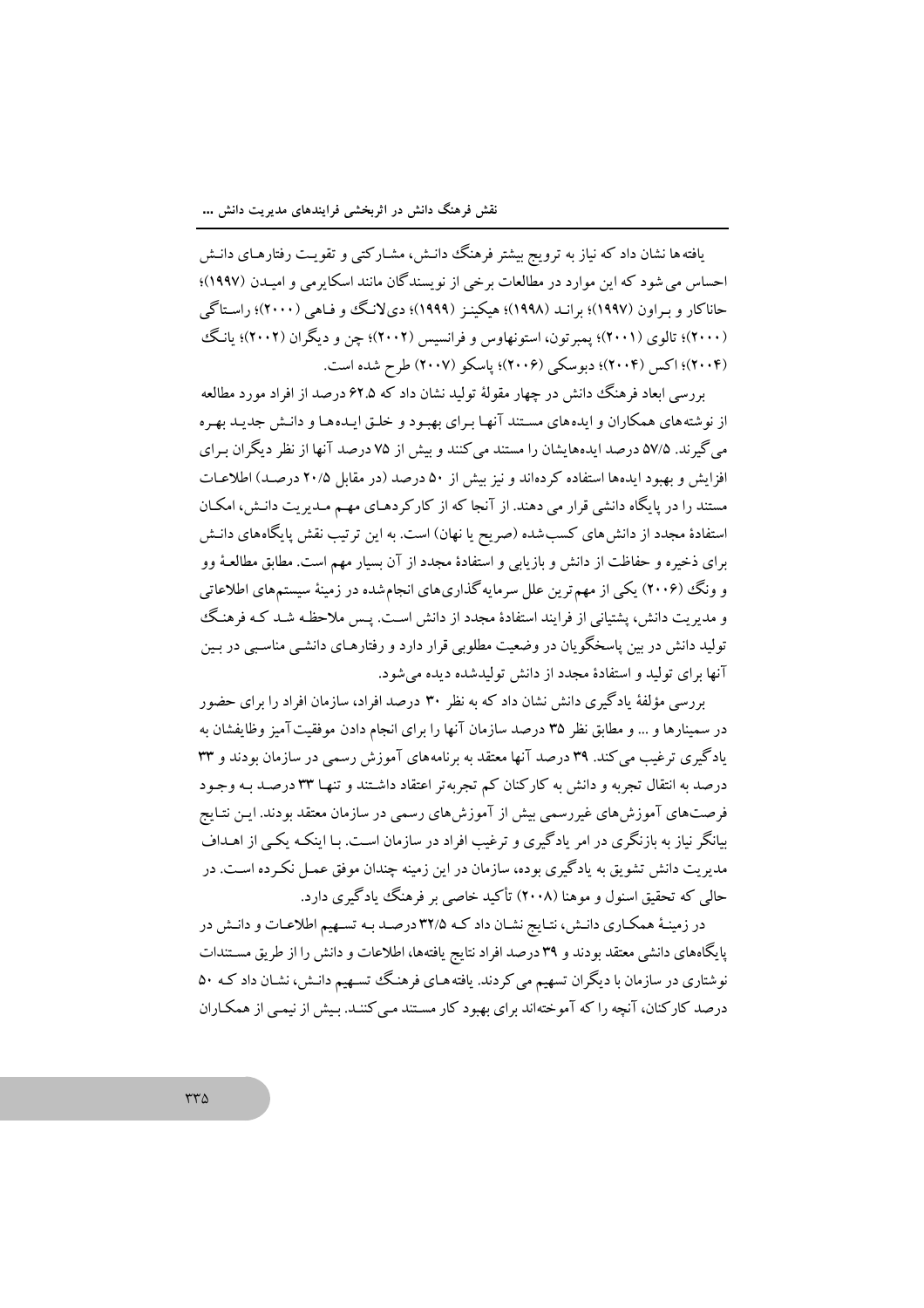یافته‌ها نشان داد که نیاز به ترویج بیشتر فرهنگ دانش، مشارکتی و تقویت رفتارهای دانش احساس می‌شود که این موارد در مطالعات برخی از نویسندگان مانند اسکایرمی و امیدن (۱۹۹۷)؛ حاناکار و براون (۱۹۹۷)؛ براند (۱۹۹۸)؛ هیکینز (۱۹۹۹)؛ دی‌لانگ و فاهی (۲۰۰۰)؛ راستاگی (۲۰۰۰)؛ تالوی (۲۰۰۱)؛ پمبرتون، استونهاوس و فرانسیس (۲۰۰۲)؛ چن و دیگران (۲۰۰۲)؛ یانگ (۲۰۰۴)؛ اکس (۲۰۰۴)؛ دبوسکی (۲۰۰۶)؛ پاسکو (۲۰۰۷) طرح شده است.

بررسی ابعاد فرهنگ دانش در چهار مقولۀ تولید نشان داد که ۶۲.۵ درصد از افراد مورد مطالعه از نوشته‌های همکاران و ایده‌های مستند آنها برای بهبود و خلق ایده‌ها و دانش جدید بهره می‌گیرند. ۵۷/۵ درصد ایده‌هایشان را مستند می‌کنند و بیش از ۷۵ درصد آنها از نظر دیگران برای افزایش و بهبود ایده‌ها استفاده کرده‌اند و نیز بیش از ۵۰ درصد (در مقابل ۲۰/۵ درصد) اطلاعات مستند را در پایگاه دانشی قرار می دهند. از آنجا که از کارکردهای مهم مدیریت دانش، امکان استفادۀ مجدد از دانش‌های کسب‌شده (صریح یا نهان) است. به این ترتیب نقش پایگاه‌های دانش برای ذخیره و حفاظت از دانش و بازیابی و استفادۀ مجدد از آن بسیار مهم است. مطابق مطالعۀ وو و ونگ (۲۰۰۶) یکی از مهم‌ترین علل سرمایه‌گذاری‌های انجام‌شده در زمینۀ سیستم‌های اطلاعاتی و مدیریت دانش، پشتیانی از فرایند استفادۀ مجدد از دانش است. پس ملاحظه شد که فرهنگ تولید دانش در بین پاسخگویان در وضعیت مطلوبی قرار دارد و رفتارهای دانشی مناسبی در بین آنها برای تولید و استفادۀ مجدد از دانش تولیدشده دیده می‌شود.

بررسی مؤلفۀ یادگیری دانش نشان داد که به نظر ۳۰ درصد افراد، سازمان افراد را برای حضور در سمینارها و ... و مطابق نظر ۳۵ درصد سازمان آنها را برای انجام دادن موفقیت‌آمیز وظایفشان به یادگیری ترغیب می‌کند. ۳۹ درصد آنها معتقد به برنامه‌های آموزش رسمی در سازمان بودند و ۳۳ درصد به انتقال تجربه و دانش به کارکنان کم تجربه‌تر اعتقاد داشتند و تنها ۳۳ درصد به وجود فرصت‌های آموزش‌های غیررسمی بیش از آموزش‌های رسمی در سازمان معتقد بودند. این نتایج بیانگر نیاز به بازنگری در امر یادگیری و ترغیب افراد در سازمان است. با اینکه یکی از اهداف مدیریت دانش تشویق به یادگیری بوده، سازمان در این زمینه چندان موفق عمل نکرده است. در حالی که تحقیق اسنول و موهنا (۲۰۰۸) تأکید خاصی بر فرهنگ یادگیری دارد.

در زمینۀ همکاری دانش، نتایج نشان داد که ۳۲/۵ درصد به تسهیم اطلاعات و دانش در پایگاه‌های دانشی معتقد بودند و ۳۹ درصد افراد نتایج یافته‌ها، اطلاعات و دانش را از طریق مستندات نوشتاری در سازمان با دیگران تسهیم می‌کردند. یافته‌های فرهنگ تسهیم دانش، نشان داد که ۵۰ درصد کارکنان، آنچه را که آموخته‌اند برای بهبود کار مستند می‌کنند. بیش از نیمی از همکاران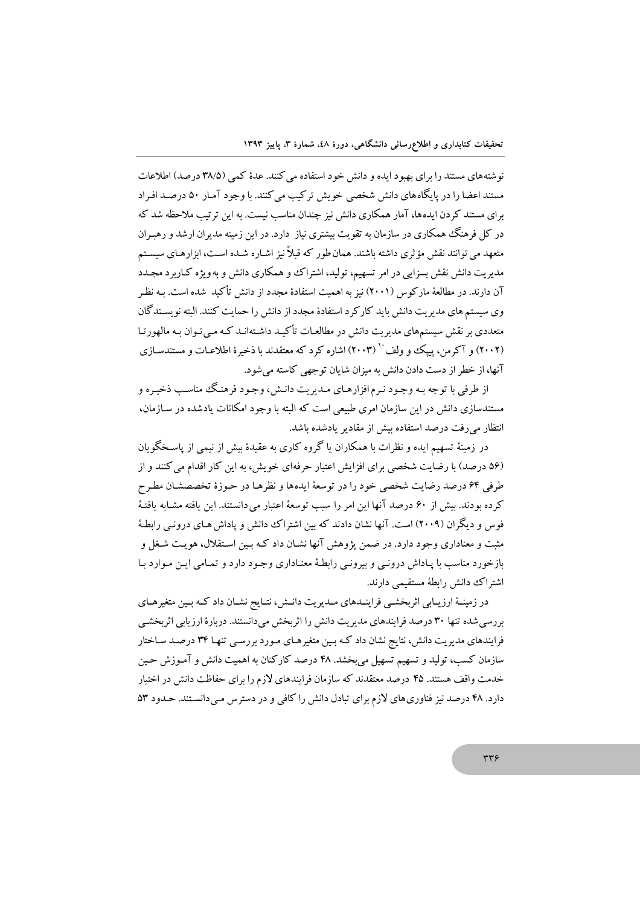نوشته‌های مستند را برای بهبود ایده و دانش خود استفاده می‌کنند. عدهٔ کمی (۳۸/۵ درصد) اطلاعات مستند اعضا را در پایگاه‌های دانش شخصی خویش ترکیب می‌کنند. با وجود آمار ۵۰ درصد افراد برای مستند کردن ایده‌ها، آمار همکاری دانش نیز چندان مناسب نیست. به این ترتیب ملاحظه شد که در کل فرهنگ همکاری در سازمان به تقویت بیشتری نیاز دارد. در این زمینه مدیران ارشد و رهبران متعهد می‌توانند نقش مؤثری داشته باشند. همان طور که قبلاً نیز اشاره شده است، ابزارهای سیستم مدیریت دانش نقش بسزایی در امر تسهیم، تولید، اشتراک و همکاری دانش و به‌ویژه کاربرد مجدد آن دارند. در مطالعهٔ مارکوس (۲۰۰۱) نیز به اهمیت استفادهٔ مجدد از دانش تأکید شده است. به نظر وی سیستم های مدیریت دانش باید کارکرد استفادهٔ مجدد از دانش را حمایت کنند. البته نویسندگان متعددی بر نقش سیستم‌های مدیریت دانش در مطالعات تأکید داشته‌اند که می‌توان به مالهورتا (۲۰۰۲) و آکرمن، پیپک و ولف[10] (۲۰۰۳) اشاره کرد که معتقدند با ذخیرهٔ اطلاعات و مستندسازی آنها، از خطر از دست دادن دانش به میزان شایان توجهی کاسته می‌شود.

از طرفی با توجه به وجود نرم‌افزارهای مدیریت دانش، وجود فرهنگ مناسب ذخیره و مستندسازی دانش در این سازمان امری طبیعی است که البته با وجود امکانات یادشده در سازمان، انتظار می‌رفت درصد استفاده بیش از مقادیر یادشده باشد.

در زمینهٔ تسهیم ایده و نظرات با همکاران یا گروه کاری به عقیدهٔ بیش از نیمی از پاسخگویان (۵۶ درصد) با رضایت شخصی برای افزایش اعتبار حرفه‌ای خویش، به این کار اقدام می‌کنند و از طرفی ۶۴ درصد رضایت شخصی خود را در توسعهٔ ایده‌ها و نظرها در حوزهٔ تخصصشان مطرح کرده بودند. بیش از ۶۰ درصد آنها این امر را سبب توسعهٔ اعتبار می‌دانستند. این یافته مشابه یافتهٔ فوس و دیگران (۲۰۰۹) است. آنها نشان دادند که بین اشتراک دانش و پاداش‌های درونی رابطهٔ مثبت و معناداری وجود دارد. در ضمن پژوهش آنها نشان داد که بین استقلال، هویت شغل و بازخورد مناسب با پاداش درونی و بیرونی رابطهٔ معناداری وجود دارد و تمامی این موارد با اشتراک دانش رابطهٔ مستقیمی دارند.

در زمینهٔ ارزیابی اثربخشی فرایندهای مدیریت دانش، نتایج نشان داد که بین متغیرهای بررسی‌شده تنها ۳۰ درصد فرایندهای مدیریت دانش را اثربخش می‌دانستند. دربارهٔ ارزیابی اثربخشی فرایندهای مدیریت دانش، نتایج نشان داد که بین متغیرهای مورد بررسی تنها ۳۴ درصد ساختار سازمان کسب، تولید و تسهیم تسهیل می‌بخشد. ۴۸ درصد کارکنان به اهمیت دانش و آموزش حین خدمت واقف هستند. ۴۵ درصد معتقدند که سازمان فرایندهای لازم را برای حفاظت دانش در اختیار دارد. ۴۸ درصد نیز فناوری‌های لازم برای تبادل دانش را کافی و در دسترس می‌دانستند. حدود ۵۳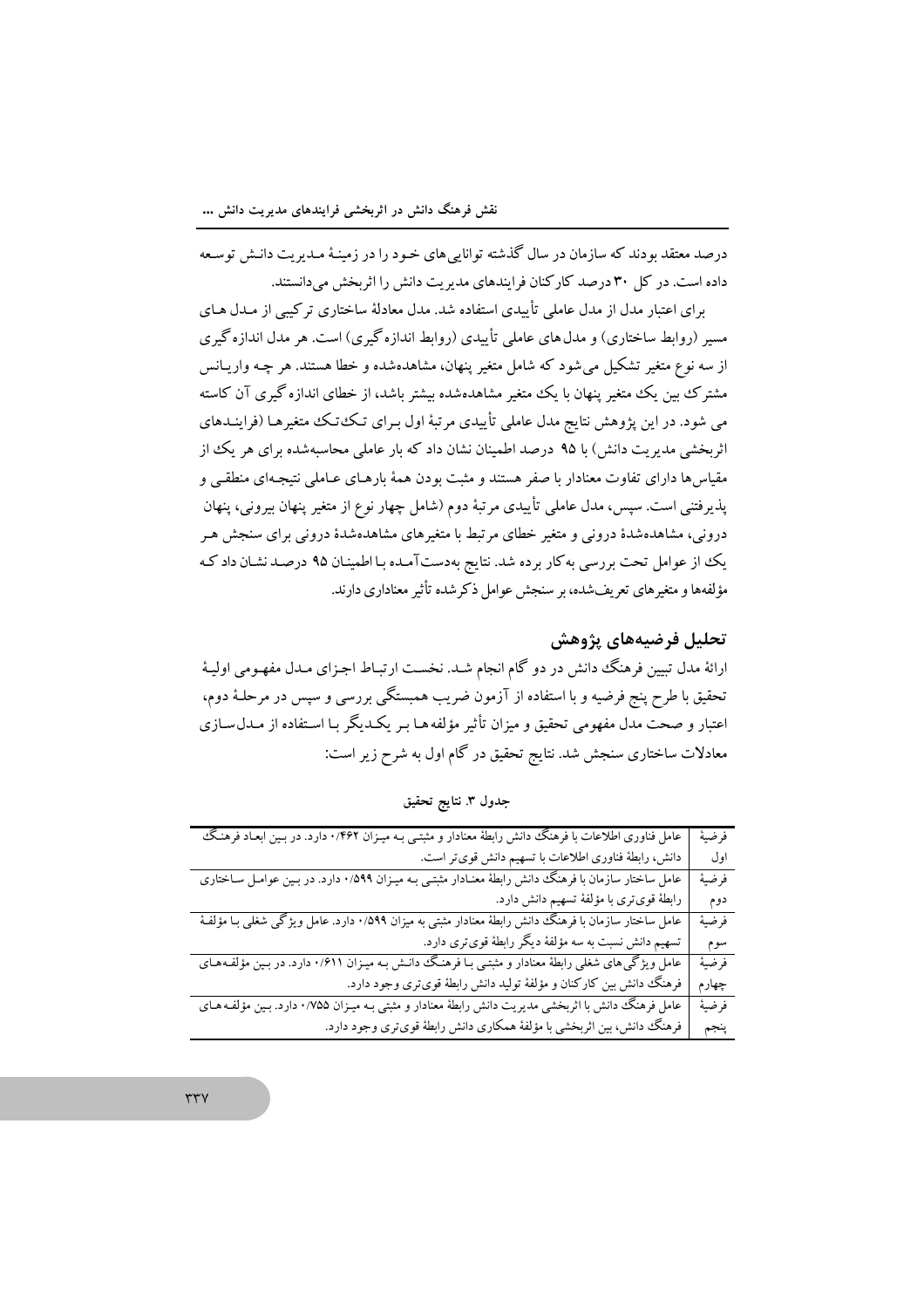درصد معتقد بودند که سازمان در سال گذشته توانایی‌های خود را در زمینهٔ مدیریت دانش توسعه داده است. در کل ۳۰ درصد کارکنان فرایندهای مدیریت دانش را اثربخش می‌دانستند.

برای اعتبار مدل از مدل عاملی تأییدی استفاده شد. مدل معادلهٔ ساختاری ترکیبی از مدل های مسیر (روابط ساختاری) و مدل‌های عاملی تأییدی (روابط اندازه‌گیری) است. هر مدل اندازه‌گیری از سه نوع متغیر تشکیل می‌شود که شامل متغیر پنهان، مشاهده‌شده و خطا هستند. هر چه واریانس مشترک بین یک متغیر پنهان با یک متغیر مشاهده‌شده بیشتر باشد، از خطای اندازه‌گیری آن کاسته می شود. در این پژوهش نتایج مدل عاملی تأییدی مرتبهٔ اول برای تک‌تک متغیرها (فرایندهای اثربخشی مدیریت دانش) با ۹۵ درصد اطمینان نشان داد که بار عاملی محاسبه‌شده برای هر یک از مقیاس‌ها دارای تفاوت معنادار با صفر هستند و مثبت بودن همهٔ بارهای عاملی نتیجه‌ای منطقی و پذیرفتنی است. سپس، مدل عاملی تأییدی مرتبهٔ دوم (شامل چهار نوع از متغیر پنهان بیرونی، پنهان درونی، مشاهده‌شدهٔ درونی و متغیر خطای مرتبط با متغیرهای مشاهده‌شدهٔ درونی برای سنجش هر یک از عوامل تحت بررسی به‌کار برده شد. نتایج به‌دست‌آمده با اطمینان ۹۵ درصد نشان داد که مؤلفه‌ها و متغیرهای تعریف‌شده، بر سنجش عوامل ذکرشده تأثیر معناداری دارند.

## تحلیل فرضیه‌های پژوهش

ارائهٔ مدل تبیین فرهنگ دانش در دو گام انجام شد. نخست ارتباط اجزای مدل مفهومی اولیهٔ تحقیق با طرح پنج فرضیه و با استفاده از آزمون ضریب همبستگی بررسی و سپس در مرحلهٔ دوم، اعتبار و صحت مدل مفهومی تحقیق و میزان تأثیر مؤلفه‌ها بر یکدیگر با استفاده از مدل‌سازی معادلات ساختاری سنجش شد. نتایج تحقیق در گام اول به شرح زیر است:

جدول ۳. نتایج تحقیق

| | |
|---|---|
| فرضیهٔ اول | عامل فناوری اطلاعات با فرهنگ دانش رابطهٔ معنادار و مثبتی به میزان ۰/۴۶۲ دارد. در بین ابعاد فرهنگ دانش، رابطهٔ فناوری اطلاعات با تسهیم دانش قوی‌تر است. |
| فرضیهٔ دوم | عامل ساختار سازمان با فرهنگ دانش رابطهٔ معنادار مثبتی به میزان ۰/۵۹۹ دارد. در بین عوامل ساختاری رابطهٔ قوی‌تری با مؤلفهٔ تسهیم دانش دارد. |
| فرضیهٔ سوم | عامل ساختار سازمان با فرهنگ دانش رابطهٔ معنادار مثبتی به میزان ۰/۵۹۹ دارد. عامل ویژگی شغلی با مؤلفهٔ تسهیم دانش نسبت به سه مؤلفهٔ دیگر رابطهٔ قوی‌تری دارد. |
| فرضیهٔ چهارم | عامل ویژگی‌های شغلی رابطهٔ معنادار و مثبتی با فرهنگ دانش به میزان ۰/۶۱۱ دارد. در بین مؤلفه‌های فرهنگ دانش بین کارکنان و مؤلفهٔ تولید دانش رابطهٔ قوی‌تری وجود دارد. |
| فرضیهٔ پنجم | عامل فرهنگ دانش با اثربخشی مدیریت دانش رابطهٔ معنادار و مثبتی به میزان ۰/۷۵۵ دارد. بین مؤلفه‌های فرهنگ دانش، بین اثربخشی با مؤلفهٔ همکاری دانش رابطهٔ قوی‌تری وجود دارد. |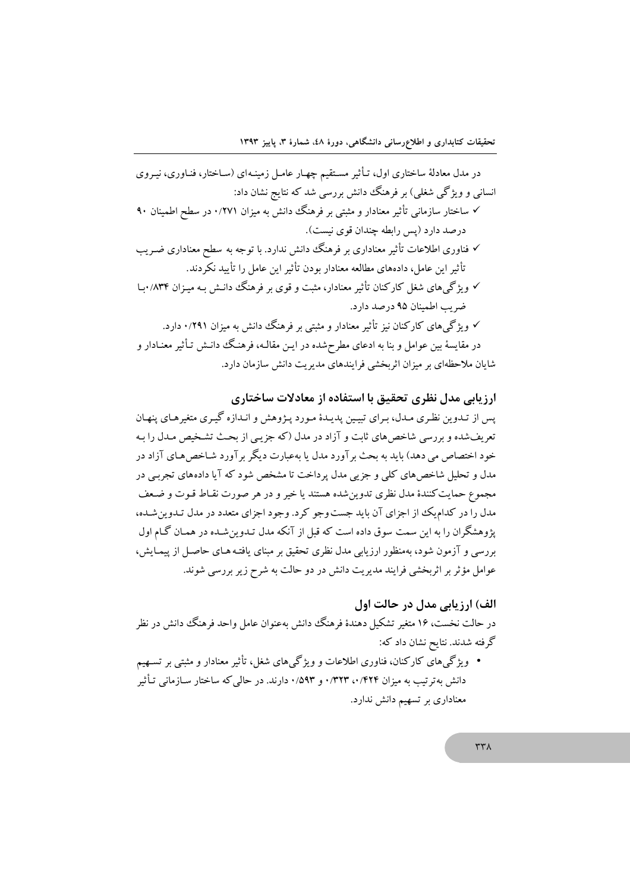در مدل معادلهٔ ساختاری اول، تـأثیر مسـتقیم چهـار عامـل زمینـه‌ای (سـاختار، فنـاوری، نیـروی انسانی و ویژگی شغلی) بر فرهنگ دانش بررسی شد که نتایج نشان داد:

- ✓ ساختار سازمانی تأثیر معنادار و مثبتی بر فرهنگ دانش به میزان ۰/۲۷۱ در سطح اطمینان ۹۰ درصد دارد (پس رابطه چندان قوی نیست).
- ✓ فناوری اطلاعات تأثیر معناداری بر فرهنگ دانش ندارد. با توجه به سطح معناداری ضـریب تأثیر این عامل، داده‌های مطالعه معنادار بودن تأثیر این عامل را تأیید نکردند.
- ✓ ویژگی‌های شغل کارکنان تأثیر معنادار، مثبت و قوی بر فرهنگ دانـش بـه میـزان ۰/۸۳۴ بـا ضریب اطمینان ۹۵ درصد دارد.
- ✓ ویژگی‌های کارکنان نیز تأثیر معنادار و مثبتی بر فرهنگ دانش به میزان ۰/۲۹۱ دارد.

در مقایسهٔ بین عوامل و بنا به ادعای مطرح‌شده در ایـن مقالـه، فرهنـگ دانـش تـأثیر معنـادار و شایان ملاحظه‌ای بر میزان اثربخشی فرایندهای مدیریت دانش سازمان دارد.

## ارزیابی مدل نظری تحقیق با استفاده از معادلات ساختاری

پس از تـدوین نظـری مـدل، بـرای تبیـین پدیـدهٔ مـورد پـژوهش و انـدازه گیـری متغیرهـای پنهـان تعریف‌شده و بررسی شاخص‌های ثابت و آزاد در مدل (که جزیـی از بحـث تشـخیص مـدل را بـه خود اختصاص می دهد) باید به بحث برآورد مدل یا به‌عبارت دیگر برآورد شـاخص‌هـای آزاد در مدل و تحلیل شاخص‌های کلی و جزیی مدل پرداخت تا مشخص شود که آیا داده‌های تجربـی در مجموع حمایت‌کنندهٔ مدل نظری تدوین‌شده هستند یا خیر و در هر صورت نقـاط قـوت و ضـعف مدل را در کدام‌یک از اجزای آن باید جست‌وجو کرد. وجود اجزای متعدد در مدل تـدوین‌شـده، پژوهشگران را به این سمت سوق داده است که قبل از آنکه مدل تـدوین‌شـده در همـان گـام اول بررسی و آزمون شود، به‌منظور ارزیابی مدل نظری تحقیق بر مبنای یافتـه‌هـای حاصـل از پیمـایش، عوامل مؤثر بر اثربخشی فرایند مدیریت دانش در دو حالت به شرح زیر بررسی شوند.

### الف) ارزیابی مدل در حالت اول

در حالت نخست، ۱۶ متغیر تشکیل دهندهٔ فرهنگ دانش به‌عنوان عامل واحد فرهنگ دانش در نظر گرفته شدند. نتایج نشان داد که:

- ویژگی‌های کارکنان، فناوری اطلاعات و ویژگی‌های شغل، تأثیر معنادار و مثبتی بر تسـهیم دانش به‌ترتیب به میزان ۰/۴۲۴، ۰/۳۲۳ و ۰/۵۹۳ دارند. در حالی‌که ساختار سـازمانی تـأثیر معناداری بر تسهیم دانش ندارد.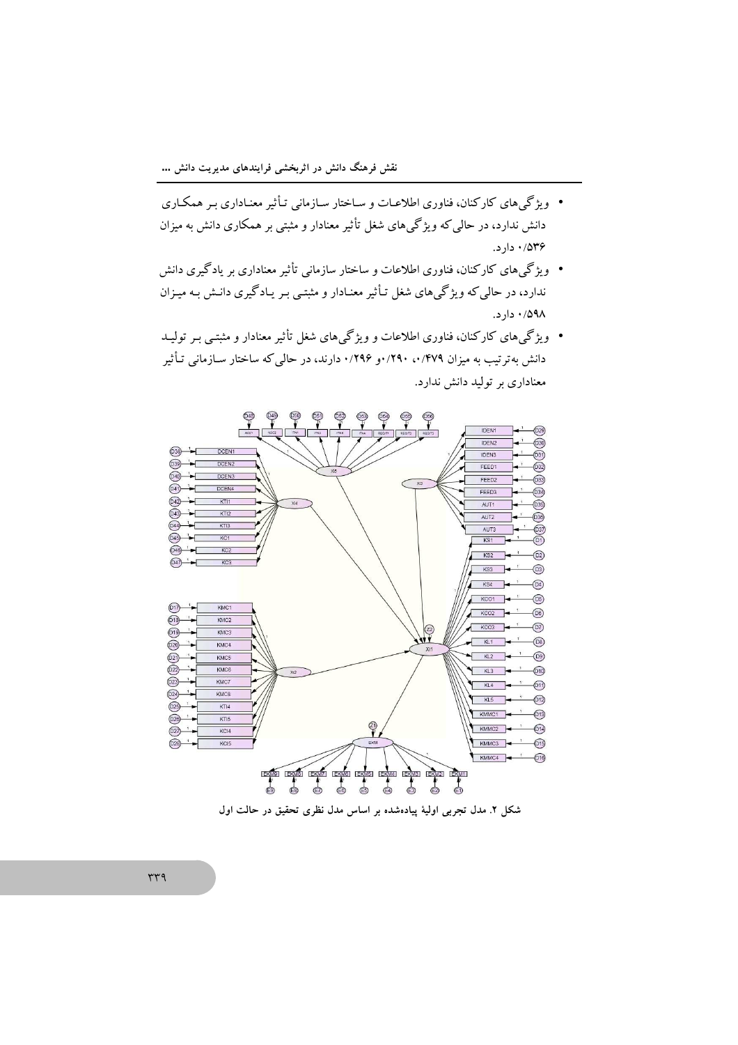- ویژگی‌های کارکنان، فناوری اطلاعات و ساختار سازمانی تأثیر معناداری بر همکاری دانش ندارد، در حالی‌که ویژگی‌های شغل تأثیر معنادار و مثبتی بر همکاری دانش به میزان ۰/۵۳۶ دارد.
- ویژگی‌های کارکنان، فناوری اطلاعات و ساختار سازمانی تأثیر معناداری بر یادگیری دانش ندارد، در حالی‌که ویژگی‌های شغل تأثیر معنادار و مثبتی بر یادگیری دانش به میزان ۰/۵۹۸ دارد.
- ویژگی‌های کارکنان، فناوری اطلاعات و ویژگی‌های شغل تأثیر معنادار و مثبتی بر تولید دانش به‌ترتیب به میزان ۰/۴۷۹، ۰/۲۹۰و ۰/۲۹۶ دارند، در حالی‌که ساختار سازمانی تأثیر معناداری بر تولید دانش ندارد.

شکل ۲. مدل تجربی اولیهٔ پیاده‌شده بر اساس مدل نظری تحقیق در حالت اول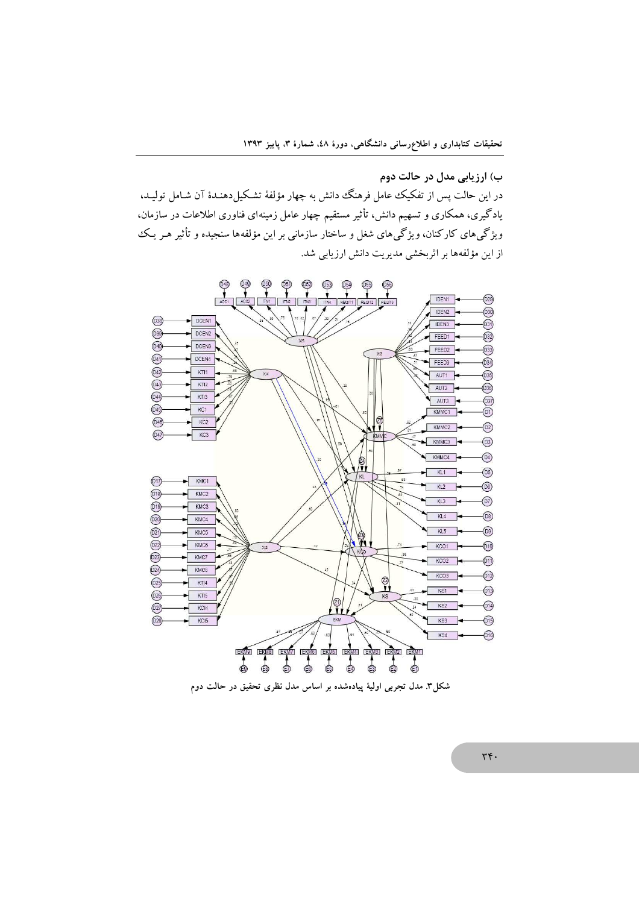## ب) ارزیابی مدل در حالت دوم

در این حالت پس از تفکیک عامل فرهنگ دانش به چهار مؤلفهٔ تشکیل‌دهندهٔ آن شامل تولید، یادگیری، همکاری و تسهیم دانش، تأثیر مستقیم چهار عامل زمینه‌ای فناوری اطلاعات در سازمان، ویژگی‌های کارکنان، ویژگی‌های شغل و ساختار سازمانی بر این مؤلفه‌ها سنجیده و تأثیر هر یک از این مؤلفه‌ها بر اثربخشی مدیریت دانش ارزیابی شد.

شکل۳. مدل تجربی اولیهٔ پیاده‌شده بر اساس مدل نظری تحقیق در حالت دوم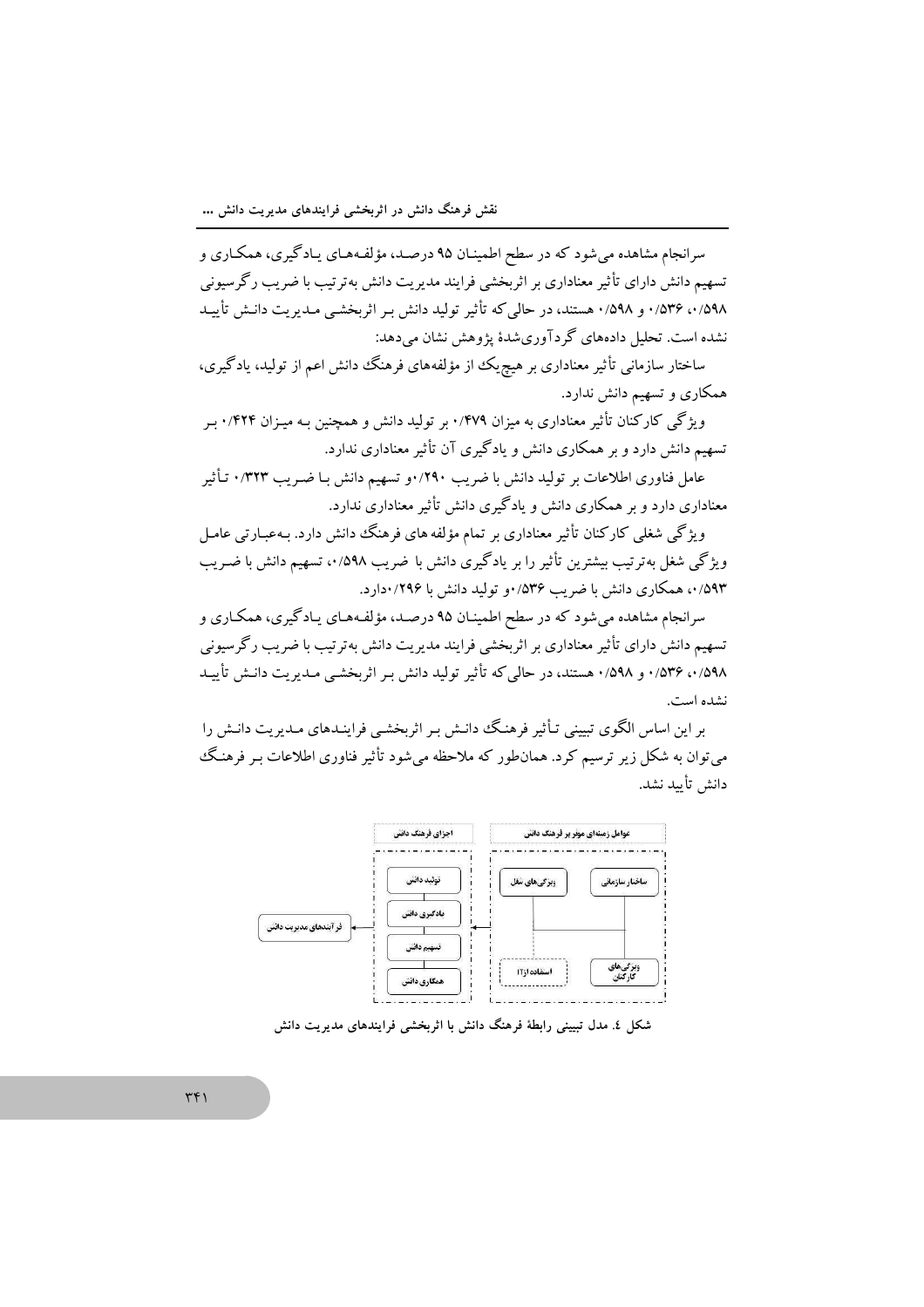سرانجام مشاهده می‌شود که در سطح اطمینان ۹۵ درصد، مؤلفه‌های یادگیری، همکاری و تسهیم دانش دارای تأثیر معناداری بر اثربخشی فرایند مدیریت دانش به‌ترتیب با ضریب رگرسیونی ۰/۵۹۸، ۰/۵۳۶ و ۰/۵۹۸ هستند، در حالی که تأثیر تولید دانش بر اثربخشی مدیریت دانش تأیید نشده است. تحلیل داده‌های گردآوری‌شدهٔ پژوهش نشان می‌دهد:

ساختار سازمانی تأثیر معناداری بر هیچ‌یک از مؤلفه‌های فرهنگ دانش اعم از تولید، یادگیری، همکاری و تسهیم دانش ندارد.

ویژگی کارکنان تأثیر معناداری به میزان ۰/۴۷۹ بر تولید دانش و همچنین به میزان ۰/۴۲۴ بر تسهیم دانش دارد و بر همکاری دانش و یادگیری آن تأثیر معناداری ندارد.

عامل فناوری اطلاعات بر تولید دانش با ضریب ۰/۲۹۰و تسهیم دانش با ضریب ۰/۳۲۳ تأثیر معناداری دارد و بر همکاری دانش و یادگیری دانش تأثیر معناداری ندارد.

ویژگی شغلی کارکنان تأثیر معناداری بر تمام مؤلفه های فرهنگ دانش دارد. به‌عبارتی عامل ویژگی شغل به‌ترتیب بیشترین تأثیر را بر یادگیری دانش با ضریب ۰/۵۹۸، تسهیم دانش با ضریب ۰/۵۹۳، همکاری دانش با ضریب ۰/۵۳۶و تولید دانش با ۰/۲۹۶دارد.

سرانجام مشاهده می‌شود که در سطح اطمینان ۹۵ درصد، مؤلفه‌های یادگیری، همکاری و تسهیم دانش دارای تأثیر معناداری بر اثربخشی فرایند مدیریت دانش به‌ترتیب با ضریب رگرسیونی ۰/۵۹۸، ۰/۵۳۶ و ۰/۵۹۸ هستند، در حالی که تأثیر تولید دانش بر اثربخشی مدیریت دانش تأیید نشده است.

بر این اساس الگوی تبیینی تأثیر فرهنگ دانش بر اثربخشی فرایندهای مدیریت دانش را می‌توان به شکل زیر ترسیم کرد. همان‌طور که ملاحظه می‌شود تأثیر فناوری اطلاعات بر فرهنگ دانش تأیید نشد.

شکل ٤. مدل تبیینی رابطهٔ فرهنگ دانش با اثربخشی فرایندهای مدیریت دانش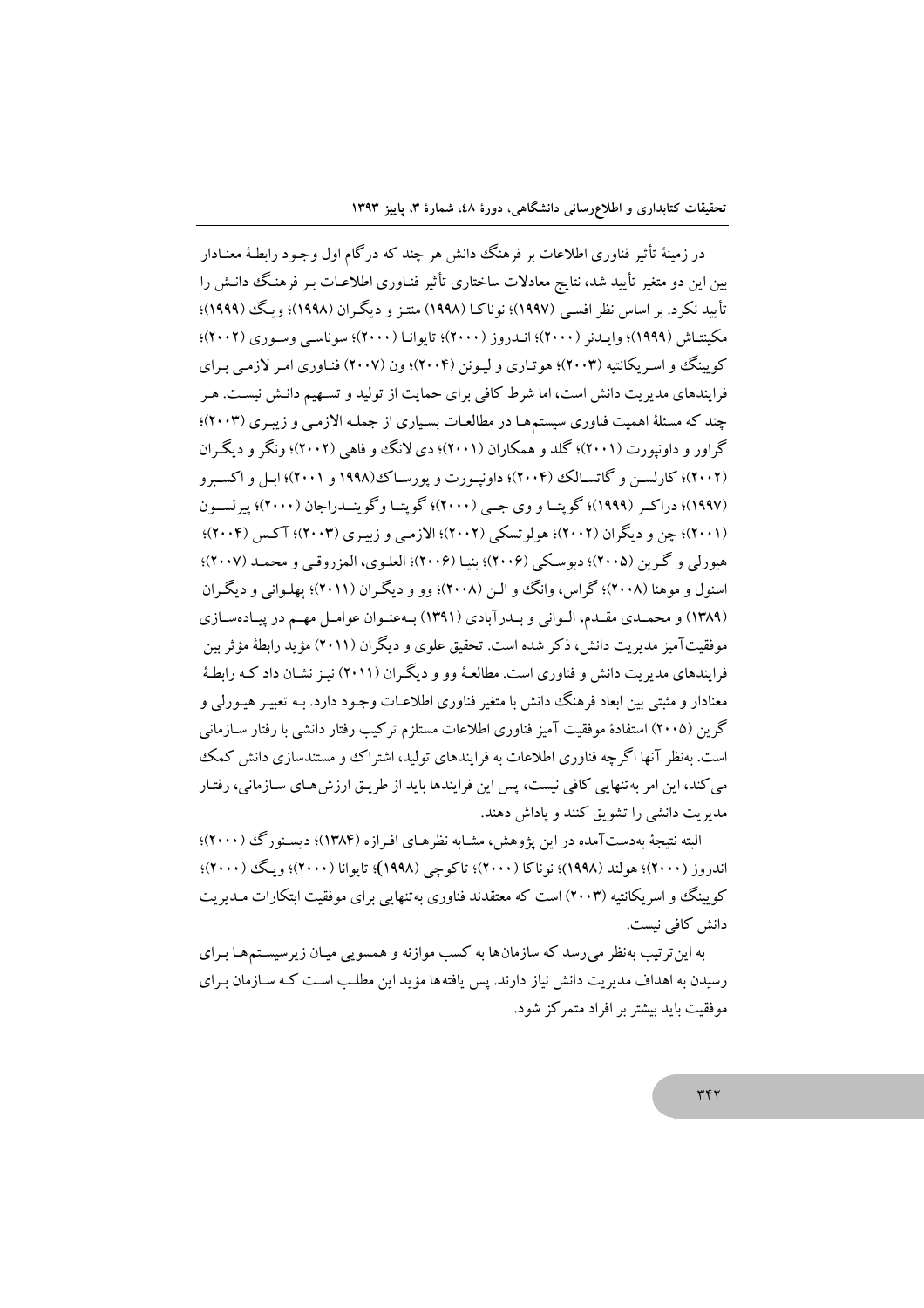در زمینهٔ تأثیر فناوری اطلاعات بر فرهنگ دانش هر چند که درگام اول وجـود رابطـهٔ معنـادار بین این دو متغیر تأیید شد، نتایج معادلات ساختاری تأثیر فنـاوری اطلاعـات بـر فرهنـگ دانـش را تأیید نکرد. بر اساس نظر افسـی (۱۹۹۷)؛ نوناکـا (۱۹۹۸) منتـز و دیگـران (۱۹۹۸)؛ ویـگ (۱۹۹۹)؛ مکینتـاش (۱۹۹۹)؛ وایـدنر (۲۰۰۰)؛ انـدروز (۲۰۰۰)؛ تایوانـا (۲۰۰۰)؛ سوناسـی وسـوری (۲۰۰۲)؛ کوبینگ و اسـریکانتیه (۲۰۰۳)؛ هوتـاری و لیـونن (۲۰۰۴)؛ ون (۲۰۰۷) فنـاوری امـر لازمـی بـرای فرایندهای مدیریت دانش است، اما شرط کافی برای حمایت از تولید و تسـهیم دانـش نیسـت. هـر چند که مسئلهٔ اهمیت فناوری سیستم‌هـا در مطالعـات بسـیاری از جملـه الازمـی و زیبـری (۲۰۰۳)؛ گراور و داونپورت (۲۰۰۱)؛ گلد و همکاران (۲۰۰۱)؛ دی لانگ و فاهی (۲۰۰۲)؛ ونگر و دیگـران (۲۰۰۲)؛ کارلسـن و گاتسـالک (۲۰۰۴)؛ داونپـورت و پورسـاک(۱۹۹۸ و ۲۰۰۱)؛ ابـل و اکسـبرو (۱۹۹۷)؛ دراکـر (۱۹۹۹)؛ گوپتـا و وی جـی (۲۰۰۰)؛ گوپتـا وگوینـدراجان (۲۰۰۰)؛ پیرلسـون (۲۰۰۱)؛ چن و دیگران (۲۰۰۲)؛ هولوتسکی (۲۰۰۲)؛ الازمـی و زیبـری (۲۰۰۳)؛ آکـس (۲۰۰۴)؛ هیورلی و گـرین (۲۰۰۵)؛ دبوسـکی (۲۰۰۶)؛ بنیـا (۲۰۰۶)؛ العلـوی، المزروقـی و محمـد (۲۰۰۷)؛ اسنول و موهنا (۲۰۰۸)؛ گراس، وانگ و الـن (۲۰۰۸)؛ وو و دیگـران (۲۰۱۱)؛ پهلـوانی و دیگـران (۱۳۸۹) و محمـدی مقـدم، الـوانی و بـدرآبادی (۱۳۹۱) بـه‌عنـوان عوامـل مهـم در پیـاده‌سـازی موفقیت‌آمیز مدیریت دانش، ذکر شده است. تحقیق علوی و دیگران (۲۰۱۱) مؤید رابطهٔ مؤثر بین فرایندهای مدیریت دانش و فناوری است. مطالعـهٔ وو و دیگـران (۲۰۱۱) نیـز نشـان داد کـه رابطـهٔ معنادار و مثبتی بین ابعاد فرهنگ دانش با متغیر فناوری اطلاعـات وجـود دارد. بـه تعبیـر هیـورلی و گرین (۲۰۰۵) استفادهٔ موفقیت آمیز فناوری اطلاعات مستلزم ترکیب رفتار دانشی با رفتار سـازمانی است. به‌نظر آنها اگرچه فناوری اطلاعات به فرایندهای تولید، اشتراک و مستندسازی دانش کمک می‌کند، این امر به‌تنهایی کافی نیست، پس این فرایندها باید از طریـق ارزش‌هـای سـازمانی، رفتـار مدیریت دانشی را تشویق کنند و پاداش دهند.

البته نتیجهٔ به‌دست‌آمده در این پژوهش، مشـابه نظرهـای افـرازه (۱۳۸۴)؛ دیسـنورگ (۲۰۰۰)؛ اندروز (۲۰۰۰)؛ هولند (۱۹۹۸)؛ نوناکا (۲۰۰۰)؛ تاکوچی (۱۹۹۸)؛ تایوانا (۲۰۰۰)؛ ویـگ (۲۰۰۰)؛ کوبینگ و اسریکانتیه (۲۰۰۳) است که معتقدند فناوری به‌تنهایی برای موفقیت ابتکارات مـدیریت دانش کافی نیست.

به این‌ترتیب به‌نظر می‌رسد که سازمان‌ها به کسب موازنه و همسویی میـان زیرسیسـتم‌هـا بـرای رسیدن به اهداف مدیریت دانش نیاز دارند. پس یافته‌ها مؤید این مطلب اسـت کـه سـازمان بـرای موفقیت باید بیشتر بر افراد متمرکز شود.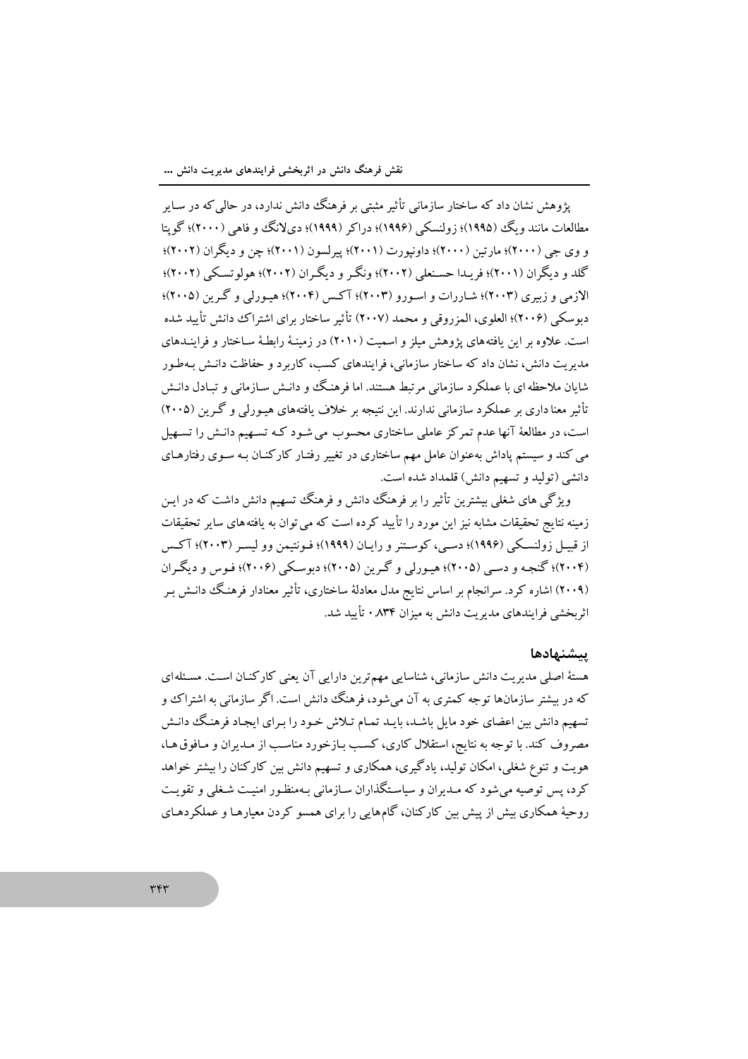پژوهش نشان داد که ساختار سازمانی تأثیر مثبتی بر فرهنگ دانش ندارد، در حالی که در سایر مطالعات مانند ویگ (۱۹۹۵)؛ زولنسکی (۱۹۹۶)؛ دراکر (۱۹۹۹)؛ دی‌لانگ و فاهی (۲۰۰۰)؛ گوپتا و وی جی (۲۰۰۰)؛ مارتین (۲۰۰۰)؛ داونپورت (۲۰۰۱)؛ پیرلسون (۲۰۰۱)؛ چن و دیگران (۲۰۰۲)؛ گلد و دیگران (۲۰۰۱)؛ فریدا حسنعلی (۲۰۰۲)؛ ونگر و دیگران (۲۰۰۲)؛ هولوتسکی (۲۰۰۲)؛ الازمی و زبیری (۲۰۰۳)؛ شاررات و اسورو (۲۰۰۳)؛ آکس (۲۰۰۴)؛ هیورلی و گرین (۲۰۰۵)؛ دبوسکی (۲۰۰۶)؛ العلوی، المزروقی و محمد (۲۰۰۷) تأثیر ساختار برای اشتراک دانش تأیید شده است. علاوه بر این یافته‌های پژوهش میلز و اسمیت (۲۰۱۰) در زمینهٔ رابطهٔ ساختار و فرایندهای مدیریت دانش، نشان داد که ساختار سازمانی، فرایندهای کسب، کاربرد و حفاظت دانش به‌طور شایان ملاحظه ای با عملکرد سازمانی مرتبط هستند. اما فرهنگ و دانش سازمانی و تبادل دانش تأثیر معنا داری بر عملکرد سازمانی ندارند. این نتیجه بر خلاف یافته‌های هیورلی و گرین (۲۰۰۵) است، در مطالعهٔ آنها عدم تمرکز عاملی ساختاری محسوب می شود که تسهیم دانش را تسهیل می کند و سیستم پاداش به‌عنوان عامل مهم ساختاری در تغییر رفتار کارکنان به سوی رفتارهای دانشی (تولید و تسهیم دانش) قلمداد شده است.

ویژگی های شغلی بیشترین تأثیر را بر فرهنگ دانش و فرهنگ تسهیم دانش داشت که در این زمینه نتایج تحقیقات مشابه نیز این مورد را تأیید کرده است که می توان به یافته های سایر تحقیقات از قبیل زولنسکی (۱۹۹۶)؛ دسی، کوستنر و رایان (۱۹۹۹)؛ فونتیمن وو لیسر (۲۰۰۳)؛ آکس (۲۰۰۴)؛ گنجه و دسی (۲۰۰۵)؛ هیورلی و گرین (۲۰۰۵)؛ دبوسکی (۲۰۰۶)؛ فوس و دیگران (۲۰۰۹) اشاره کرد. سرانجام بر اساس نتایج مدل معادلهٔ ساختاری، تأثیر معنادار فرهنگ دانش بر اثربخشی فرایندهای مدیریت دانش به میزان ۰.۸۳۴ تأیید شد.

### پیشنهادها

هستهٔ اصلی مدیریت دانش سازمانی، شناسایی مهم‌ترین دارایی آن یعنی کارکنان است. مسئله‌ای که در بیشتر سازمان‌ها توجه کمتری به آن می‌شود، فرهنگ دانش است. اگر سازمانی به اشتراک و تسهیم دانش بین اعضای خود مایل باشد، باید تمام تلاش خود را برای ایجاد فرهنگ دانش مصروف کند. با توجه به نتایج، استقلال کاری، کسب بازخورد مناسب از مدیران و مافوق‌ها، هویت و تنوع شغلی، امکان تولید، یادگیری، همکاری و تسهیم دانش بین کارکنان را بیشتر خواهد کرد، پس توصیه می‌شود که مدیران و سیاستگذاران سازمانی به‌منظور امنیت شغلی و تقویت روحیهٔ همکاری بیش از پیش بین کارکنان، گام‌هایی را برای همسو کردن معیارها و عملکردهای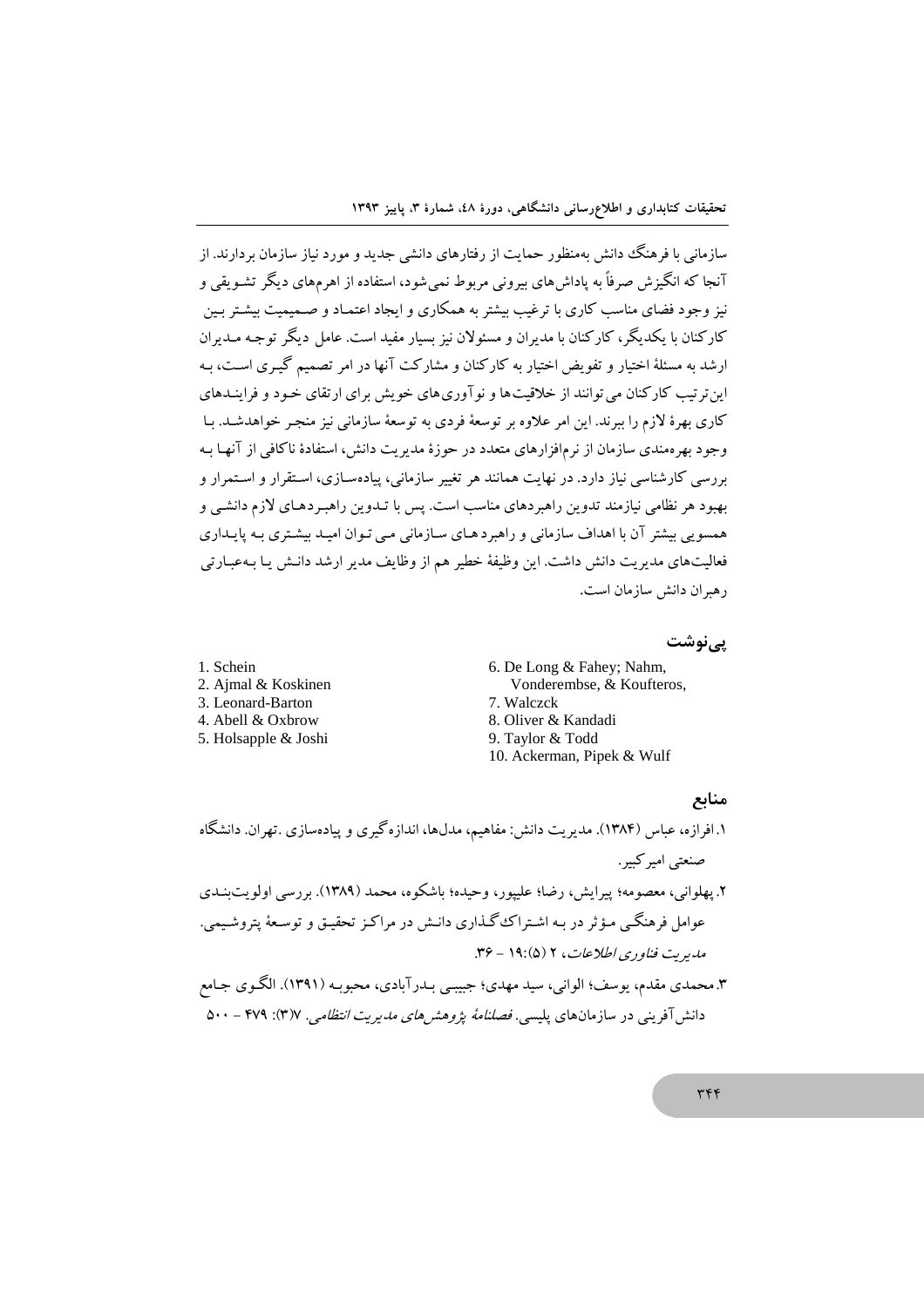سازمانی با فرهنگ دانش به‌منظور حمایت از رفتارهای دانشی جدید و مورد نیاز سازمان بردارند. از آنجا که انگیزش صرفاً به پاداش‌های بیرونی مربوط نمی‌شود، استفاده از اهرم‌های دیگر تشویقی و نیز وجود فضای مناسب کاری با ترغیب بیشتر به همکاری و ایجاد اعتماد و صمیمیت بیشتر بین کارکنان با یکدیگر، کارکنان با مدیران و مسئولان نیز بسیار مفید است. عامل دیگر توجه مدیران ارشد به مسئلهٔ اختیار و تفویض اختیار به کارکنان و مشارکت آنها در امر تصمیم گیری است، به این‌ترتیب کارکنان می‌توانند از خلاقیت‌ها و نوآوری‌های خویش برای ارتقای خود و فرایندهای کاری بهرهٔ لازم را ببرند. این امر علاوه بر توسعهٔ فردی به توسعهٔ سازمانی نیز منجر خواهدشد. با وجود بهره‌مندی سازمان از نرم‌افزارهای متعدد در حوزهٔ مدیریت دانش، استفادهٔ ناکافی از آنها به بررسی کارشناسی نیاز دارد. در نهایت همانند هر تغییر سازمانی، پیاده‌سازی، استقرار و استمرار و بهبود هر نظامی نیازمند تدوین راهبردهای مناسب است. پس با تدوین راهبردهای لازم دانشی و همسویی بیشتر آن با اهداف سازمانی و راهبردهای سازمانی می توان امید بیشتری به پایداری فعالیت‌های مدیریت دانش داشت. این وظیفهٔ خطیر هم از وظایف مدیر ارشد دانش یا به‌عبارتی رهبران دانش سازمان است.

## پی‌نوشت

1. Schein
2. Ajmal & Koskinen
3. Leonard-Barton
4. Abell & Oxbrow
5. Holsapple & Joshi
6. De Long & Fahey; Nahm, Vonderembse, & Koufteros,
7. Walczck
8. Oliver & Kandadi
9. Taylor & Todd
10. Ackerman, Pipek & Wulf

## منابع

۱. افرازه، عباس (۱۳۸۴). مدیریت دانش: مفاهیم، مدل‌ها، اندازه گیری و پیاده‌سازی .تهران. دانشگاه صنعتی امیرکبیر.

۲. پهلوانی، معصومه؛ پیرایش، رضا؛ علیپور، وحیده؛ باشکوه، محمد (۱۳۸۹). بررسی اولویت‌بندی عوامل فرهنگی مؤثر در به اشتراک‌گذاری دانش در مراکز تحقیق و توسعهٔ پتروشیمی. *مدیریت فناوری اطلاعات*، ۲ (۵):۱۹ – ۳۶.

۳. محمدی مقدم، یوسف؛ الوانی، سید مهدی؛ جبیبی بدرآبادی، محبوبه (۱۳۹۱). الگوی جامع دانش‌آفرینی در سازمان‌های پلیسی. *فصلنامهٔ پژوهش‌های مدیریت انتظامی*. ۷(۳): ۴۷۹ – ۵۰۰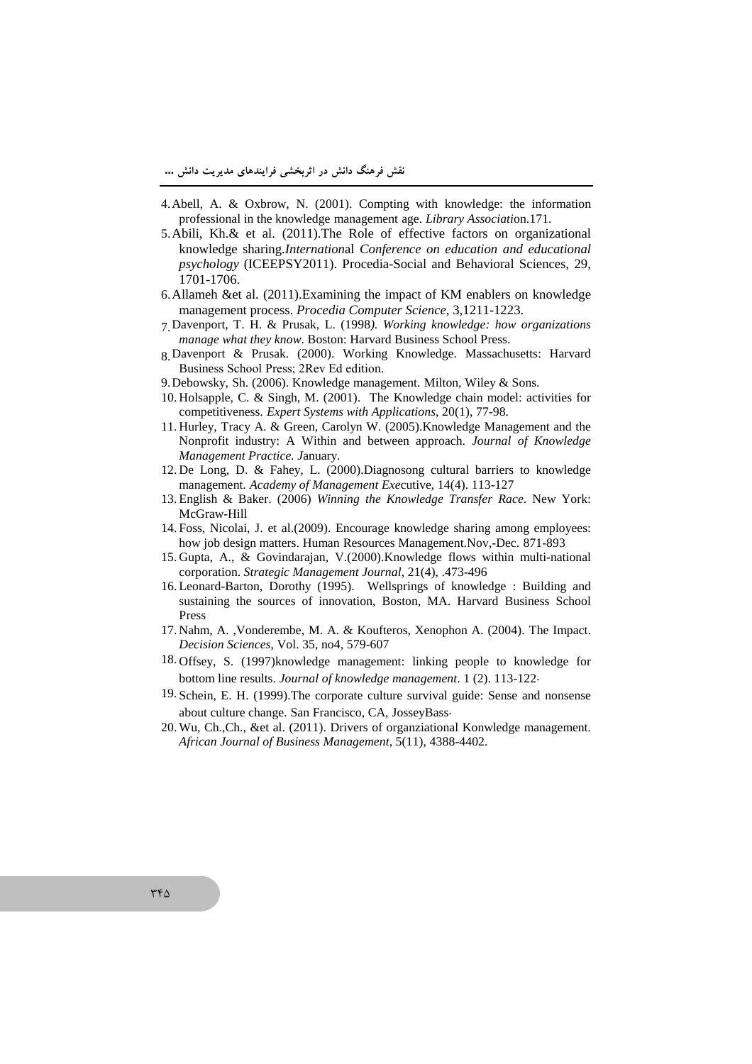4. Abell, A. & Oxbrow, N. (2001). Compting with knowledge: the information professional in the knowledge management age. *Library Associatio*n.171.
5. Abili, Kh.& et al. (2011).The Role of effective factors on organizational knowledge sharing.*Internation*al *Conference on education and educational psychology* (ICEEPSY2011). Procedia-Social and Behavioral Sciences, 29, 1701-1706.
6. Allameh &et al. (2011).Examining the impact of KM enablers on knowledge management process. *Procedia Computer Science*, 3,1211-1223.
7. Davenport, T. H. & Prusak, L. (1998*). Working knowledge: how organizations manage what they know*. Boston: Harvard Business School Press.
8. Davenport & Prusak. (2000). Working Knowledge. Massachusetts: Harvard Business School Press; 2Rev Ed edition.
9. Debowsky, Sh. (2006). Knowledge management. Milton, Wiley & Sons.
10. Holsapple, C. & Singh, M. (2001). The Knowledge chain model: activities for competitiveness. *Expert Systems with Applications*, 20(1), 77-98.
11. Hurley, Tracy A. & Green, Carolyn W. (2005).Knowledge Management and the Nonprofit industry: A Within and between approach. *Journal of Knowledge Management Practice. J*anuary.
12. De Long, D. & Fahey, L. (2000).Diagnosong cultural barriers to knowledge management. *Academy of Management Exe*cutive, 14(4). 113-127
13. English & Baker. (2006) *Winning the Knowledge Transfer Race*. New York: McGraw-Hill
14. Foss, Nicolai, J. et al.(2009). Encourage knowledge sharing among employees: how job design matters. Human Resources Management.Nov,-Dec. 871-893
15. Gupta, A., & Govindarajan, V.(2000).Knowledge flows within multi-national corporation. *Strategic Management Journal*, 21(4), .473-496
16. Leonard-Barton, Dorothy (1995). Wellsprings of knowledge : Building and sustaining the sources of innovation, Boston, MA. Harvard Business School Press
17. Nahm, A. ,Vonderembe, M. A. & Koufteros, Xenophon A. (2004). The Impact. *Decision Sciences*, Vol. 35, no4, 579-607
18. Offsey, S. (1997)knowledge management: linking people to knowledge for bottom line results. *Journal of knowledge management*. 1 (2). 113-122.
19. Schein, E. H. (1999).The corporate culture survival guide: Sense and nonsense about culture change. San Francisco, CA, JosseyBass.
20. Wu, Ch.,Ch., &et al. (2011). Drivers of organziational Konwledge management. *African Journal of Business Management*, 5(11), 4388-4402.